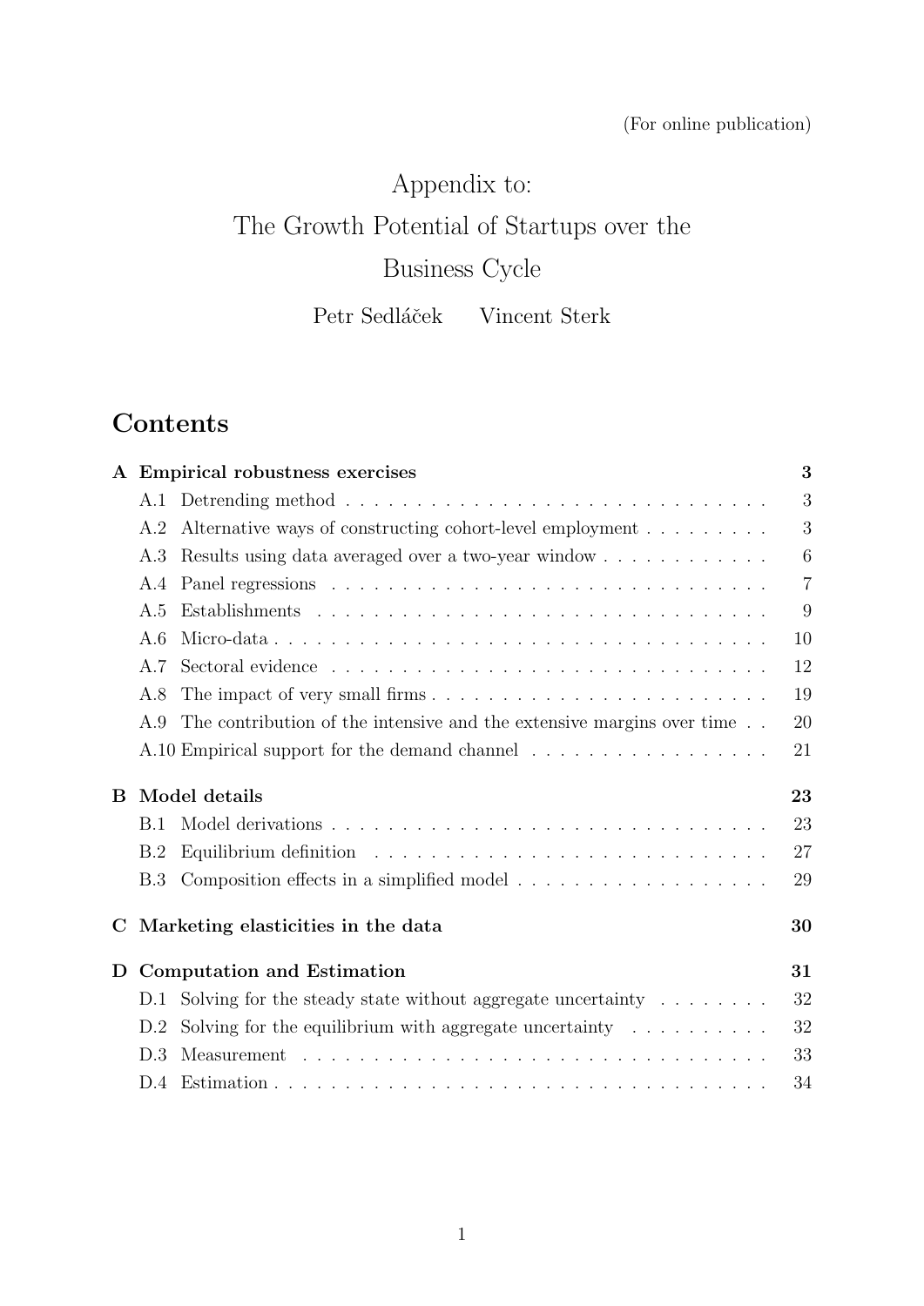(For online publication)

# Appendix to: The Growth Potential of Startups over the Business Cycle

Petr Sedláček Vincent Sterk

## Contents

**A Empirical robustness exercises** — 3

- A.1 Detrending method — 3
- A.2 Alternative ways of constructing cohort-level employment — 3
- A.3 Results using data averaged over a two-year window — 6
- A.4 Panel regressions — 7
- A.5 Establishments — 9
- A.6 Micro-data — 10
- A.7 Sectoral evidence — 12
- A.8 The impact of very small firms — 19
- A.9 The contribution of the intensive and the extensive margins over time — 20
- A.10 Empirical support for the demand channel — 21

**B Model details** — 23

- B.1 Model derivations — 23
- B.2 Equilibrium definition — 27
- B.3 Composition effects in a simplified model — 29

**C Marketing elasticities in the data** — 30

**D Computation and Estimation** — 31

- D.1 Solving for the steady state without aggregate uncertainty — 32
- D.2 Solving for the equilibrium with aggregate uncertainty — 32
- D.3 Measurement — 33
- D.4 Estimation — 34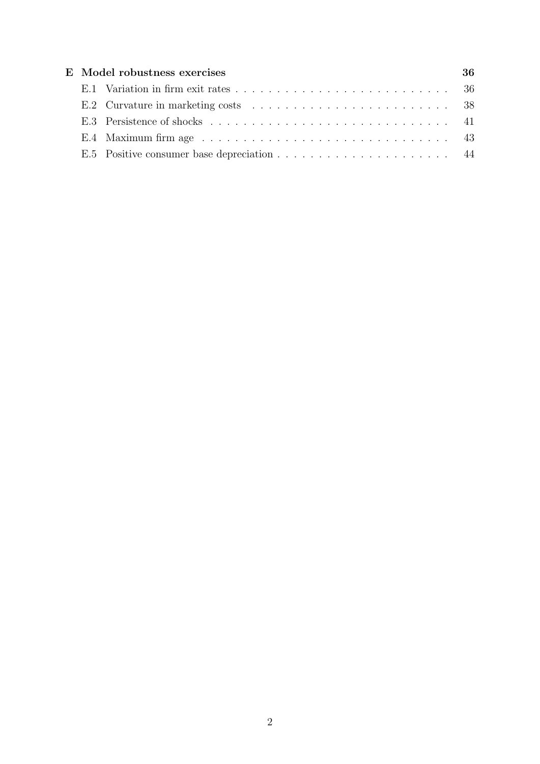**E Model robustness exercises** 36

- E.1 Variation in firm exit rates . . . . . . . . . . . . . . . . . . . . . . . . . . 36
- E.2 Curvature in marketing costs . . . . . . . . . . . . . . . . . . . . . . . . 38
- E.3 Persistence of shocks . . . . . . . . . . . . . . . . . . . . . . . . . . . . . 41
- E.4 Maximum firm age . . . . . . . . . . . . . . . . . . . . . . . . . . . . . . 43
- E.5 Positive consumer base depreciation . . . . . . . . . . . . . . . . . . . . . 44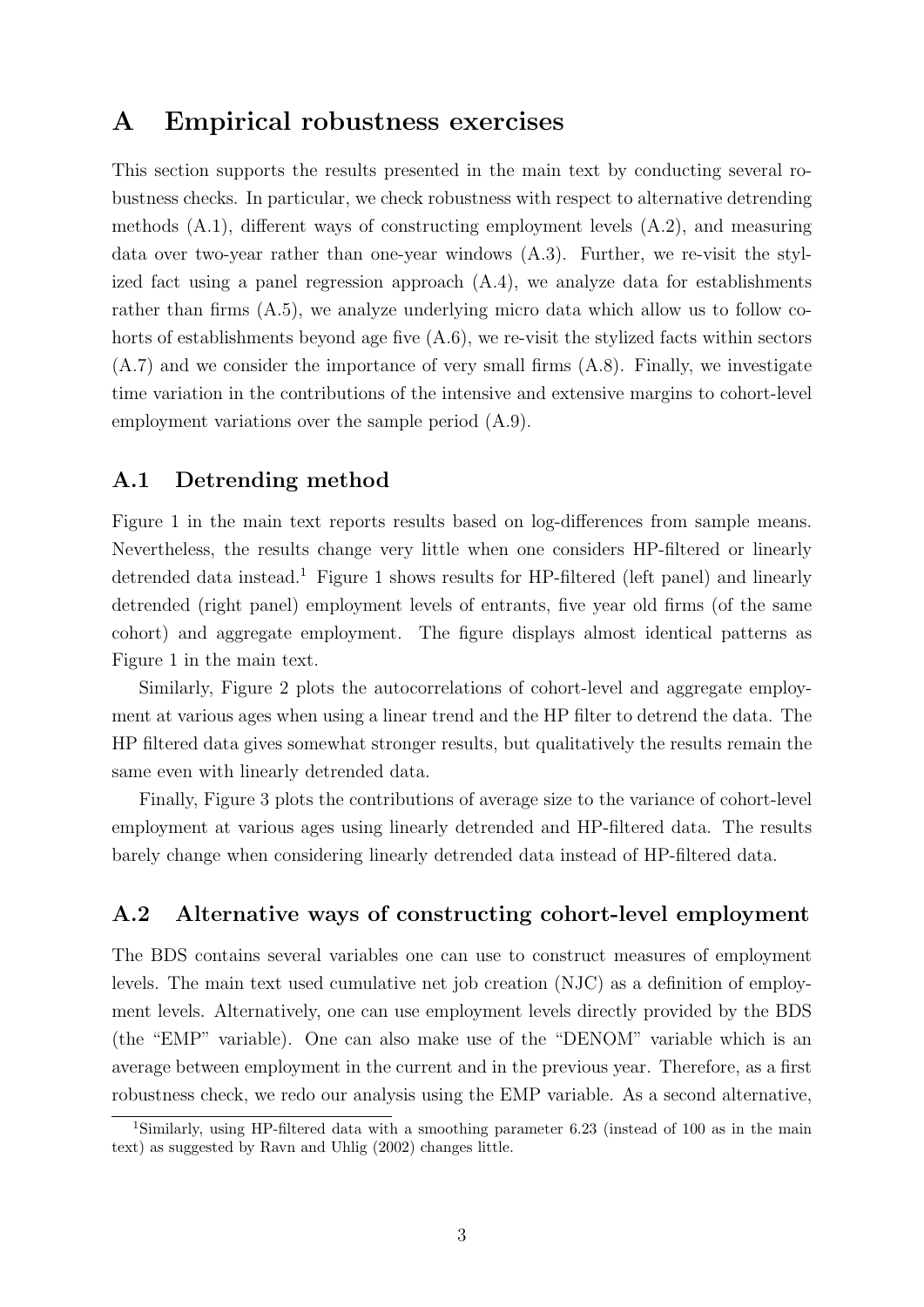# A Empirical robustness exercises

This section supports the results presented in the main text by conducting several robustness checks. In particular, we check robustness with respect to alternative detrending methods (A.1), different ways of constructing employment levels (A.2), and measuring data over two-year rather than one-year windows (A.3). Further, we re-visit the stylized fact using a panel regression approach (A.4), we analyze data for establishments rather than firms (A.5), we analyze underlying micro data which allow us to follow cohorts of establishments beyond age five (A.6), we re-visit the stylized facts within sectors (A.7) and we consider the importance of very small firms (A.8). Finally, we investigate time variation in the contributions of the intensive and extensive margins to cohort-level employment variations over the sample period (A.9).

## A.1 Detrending method

Figure 1 in the main text reports results based on log-differences from sample means. Nevertheless, the results change very little when one considers HP-filtered or linearly detrended data instead.[1] Figure 1 shows results for HP-filtered (left panel) and linearly detrended (right panel) employment levels of entrants, five year old firms (of the same cohort) and aggregate employment. The figure displays almost identical patterns as Figure 1 in the main text.

Similarly, Figure 2 plots the autocorrelations of cohort-level and aggregate employment at various ages when using a linear trend and the HP filter to detrend the data. The HP filtered data gives somewhat stronger results, but qualitatively the results remain the same even with linearly detrended data.

Finally, Figure 3 plots the contributions of average size to the variance of cohort-level employment at various ages using linearly detrended and HP-filtered data. The results barely change when considering linearly detrended data instead of HP-filtered data.

## A.2 Alternative ways of constructing cohort-level employment

The BDS contains several variables one can use to construct measures of employment levels. The main text used cumulative net job creation (NJC) as a definition of employment levels. Alternatively, one can use employment levels directly provided by the BDS (the "EMP" variable). One can also make use of the "DENOM" variable which is an average between employment in the current and in the previous year. Therefore, as a first robustness check, we redo our analysis using the EMP variable. As a second alternative,

[1] Similarly, using HP-filtered data with a smoothing parameter 6.23 (instead of 100 as in the main text) as suggested by Ravn and Uhlig (2002) changes little.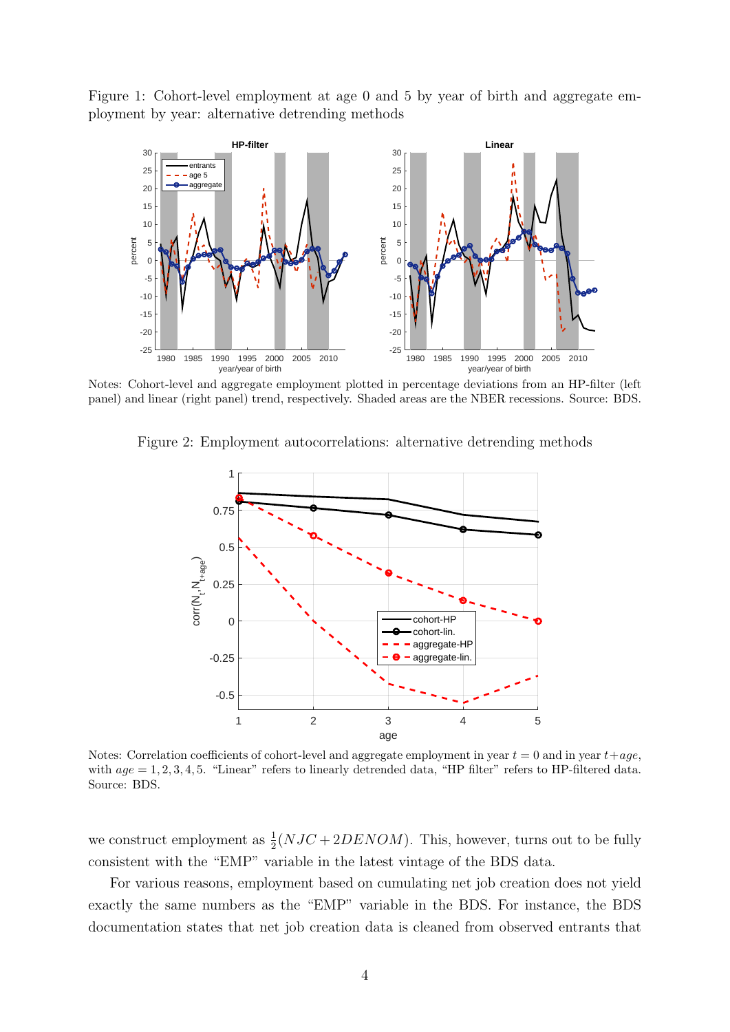Figure 1: Cohort-level employment at age 0 and 5 by year of birth and aggregate employment by year: alternative detrending methods

Notes: Cohort-level and aggregate employment plotted in percentage deviations from an HP-filter (left panel) and linear (right panel) trend, respectively. Shaded areas are the NBER recessions. Source: BDS.

Figure 2: Employment autocorrelations: alternative detrending methods

Notes: Correlation coefficients of cohort-level and aggregate employment in year $t = 0$ and in year $t+age$, with $age = 1, 2, 3, 4, 5$. "Linear" refers to linearly detrended data, "HP filter" refers to HP-filtered data. Source: BDS.

we construct employment as $\frac{1}{2}(NJC + 2DENOM)$. This, however, turns out to be fully consistent with the "EMP" variable in the latest vintage of the BDS data.

For various reasons, employment based on cumulating net job creation does not yield exactly the same numbers as the "EMP" variable in the BDS. For instance, the BDS documentation states that net job creation data is cleaned from observed entrants that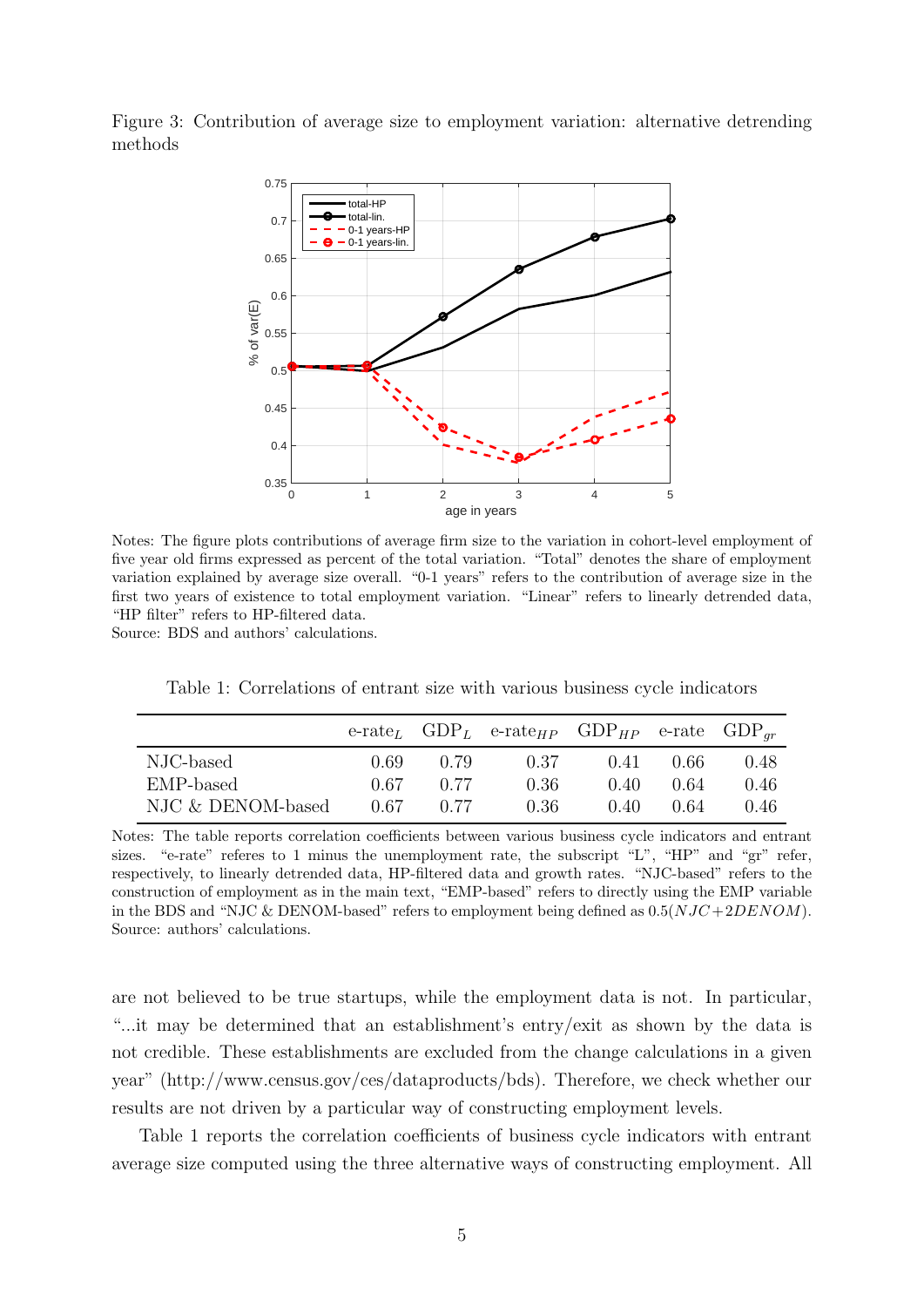Figure 3: Contribution of average size to employment variation: alternative detrending methods

Notes: The figure plots contributions of average firm size to the variation in cohort-level employment of five year old firms expressed as percent of the total variation. "Total" denotes the share of employment variation explained by average size overall. "0-1 years" refers to the contribution of average size in the first two years of existence to total employment variation. "Linear" refers to linearly detrended data, "HP filter" refers to HP-filtered data.
Source: BDS and authors' calculations.

Table 1: Correlations of entrant size with various business cycle indicators

| | e-rate$_L$ | GDP$_L$ | e-rate$_{HP}$ | GDP$_{HP}$ | e-rate | GDP$_{gr}$ |
|---|---|---|---|---|---|---|
| NJC-based | 0.69 | 0.79 | 0.37 | 0.41 | 0.66 | 0.48 |
| EMP-based | 0.67 | 0.77 | 0.36 | 0.40 | 0.64 | 0.46 |
| NJC & DENOM-based | 0.67 | 0.77 | 0.36 | 0.40 | 0.64 | 0.46 |

Notes: The table reports correlation coefficients between various business cycle indicators and entrant sizes. "e-rate" referes to 1 minus the unemployment rate, the subscript "L", "HP" and "gr" refer, respectively, to linearly detrended data, HP-filtered data and growth rates. "NJC-based" refers to the construction of employment as in the main text, "EMP-based" refers to directly using the EMP variable in the BDS and "NJC & DENOM-based" refers to employment being defined as $0.5(NJC+2DENOM)$.
Source: authors' calculations.

are not believed to be true startups, while the employment data is not. In particular, "...it may be determined that an establishment's entry/exit as shown by the data is not credible. These establishments are excluded from the change calculations in a given year" (http://www.census.gov/ces/dataproducts/bds). Therefore, we check whether our results are not driven by a particular way of constructing employment levels.

Table 1 reports the correlation coefficients of business cycle indicators with entrant average size computed using the three alternative ways of constructing employment. All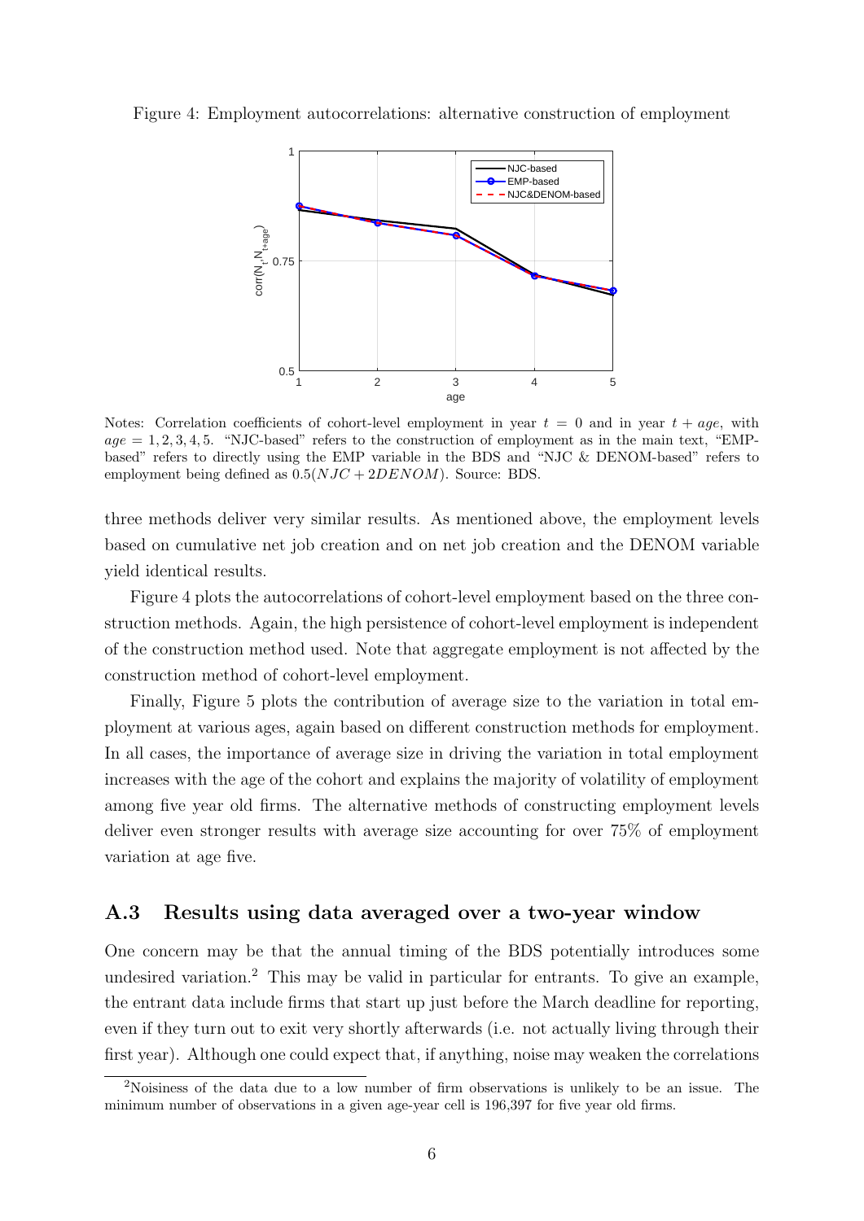Figure 4: Employment autocorrelations: alternative construction of employment

Notes: Correlation coefficients of cohort-level employment in year $t = 0$ and in year $t + age$, with $age = 1, 2, 3, 4, 5$. "NJC-based" refers to the construction of employment as in the main text, "EMP-based" refers to directly using the EMP variable in the BDS and "NJC & DENOM-based" refers to employment being defined as $0.5(NJC + 2DENOM)$. Source: BDS.

three methods deliver very similar results. As mentioned above, the employment levels based on cumulative net job creation and on net job creation and the DENOM variable yield identical results.

Figure 4 plots the autocorrelations of cohort-level employment based on the three construction methods. Again, the high persistence of cohort-level employment is independent of the construction method used. Note that aggregate employment is not affected by the construction method of cohort-level employment.

Finally, Figure 5 plots the contribution of average size to the variation in total employment at various ages, again based on different construction methods for employment. In all cases, the importance of average size in driving the variation in total employment increases with the age of the cohort and explains the majority of volatility of employment among five year old firms. The alternative methods of constructing employment levels deliver even stronger results with average size accounting for over 75% of employment variation at age five.

## A.3 Results using data averaged over a two-year window

One concern may be that the annual timing of the BDS potentially introduces some undesired variation.[2] This may be valid in particular for entrants. To give an example, the entrant data include firms that start up just before the March deadline for reporting, even if they turn out to exit very shortly afterwards (i.e. not actually living through their first year). Although one could expect that, if anything, noise may weaken the correlations

[2] Noisiness of the data due to a low number of firm observations is unlikely to be an issue. The minimum number of observations in a given age-year cell is 196,397 for five year old firms.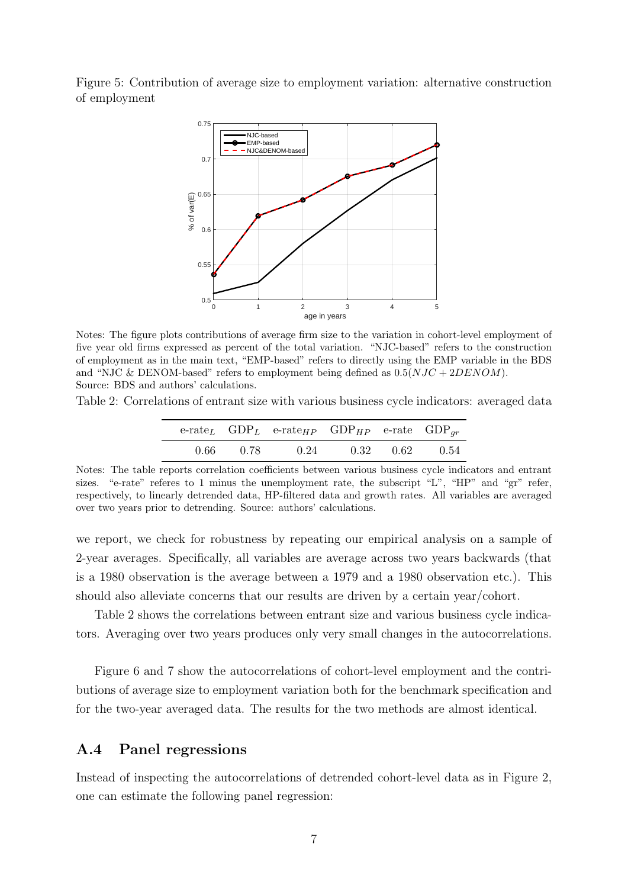Figure 5: Contribution of average size to employment variation: alternative construction of employment

Notes: The figure plots contributions of average firm size to the variation in cohort-level employment of five year old firms expressed as percent of the total variation. "NJC-based" refers to the construction of employment as in the main text, "EMP-based" refers to directly using the EMP variable in the BDS and "NJC & DENOM-based" refers to employment being defined as $0.5(NJC + 2DENOM)$.
Source: BDS and authors' calculations.

Table 2: Correlations of entrant size with various business cycle indicators: averaged data

| e-rate$_L$ | GDP$_L$ | e-rate$_{HP}$ | GDP$_{HP}$ | e-rate | GDP$_{gr}$ |
|---|---|---|---|---|---|
| 0.66 | 0.78 | 0.24 | 0.32 | 0.62 | 0.54 |

Notes: The table reports correlation coefficients between various business cycle indicators and entrant sizes. "e-rate" referes to 1 minus the unemployment rate, the subscript "L", "HP" and "gr" refer, respectively, to linearly detrended data, HP-filtered data and growth rates. All variables are averaged over two years prior to detrending. Source: authors' calculations.

we report, we check for robustness by repeating our empirical analysis on a sample of 2-year averages. Specifically, all variables are average across two years backwards (that is a 1980 observation is the average between a 1979 and a 1980 observation etc.). This should also alleviate concerns that our results are driven by a certain year/cohort.

Table 2 shows the correlations between entrant size and various business cycle indicators. Averaging over two years produces only very small changes in the autocorrelations.

Figure 6 and 7 show the autocorrelations of cohort-level employment and the contributions of average size to employment variation both for the benchmark specification and for the two-year averaged data. The results for the two methods are almost identical.

## A.4 Panel regressions

Instead of inspecting the autocorrelations of detrended cohort-level data as in Figure 2, one can estimate the following panel regression: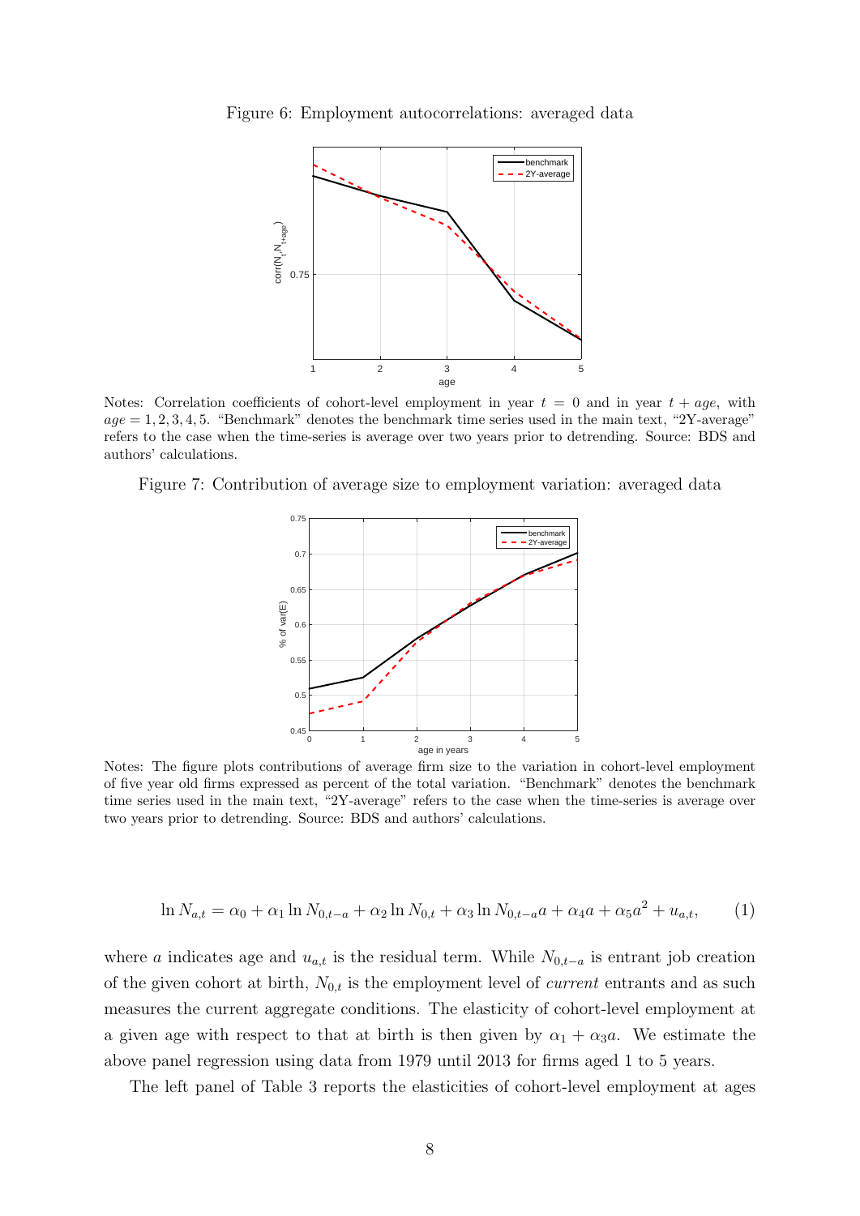Figure 6: Employment autocorrelations: averaged data

Notes: Correlation coefficients of cohort-level employment in year $t = 0$ and in year $t + age$, with $age = 1, 2, 3, 4, 5$. "Benchmark" denotes the benchmark time series used in the main text, "2Y-average" refers to the case when the time-series is average over two years prior to detrending. Source: BDS and authors' calculations.

Figure 7: Contribution of average size to employment variation: averaged data

Notes: The figure plots contributions of average firm size to the variation in cohort-level employment of five year old firms expressed as percent of the total variation. "Benchmark" denotes the benchmark time series used in the main text, "2Y-average" refers to the case when the time-series is average over two years prior to detrending. Source: BDS and authors' calculations.

$$\ln N_{a,t} = \alpha_0 + \alpha_1 \ln N_{0,t-a} + \alpha_2 \ln N_{0,t} + \alpha_3 \ln N_{0,t-a} a + \alpha_4 a + \alpha_5 a^2 + u_{a,t}, \qquad (1)$$

where $a$ indicates age and $u_{a,t}$ is the residual term. While $N_{0,t-a}$ is entrant job creation of the given cohort at birth, $N_{0,t}$ is the employment level of *current* entrants and as such measures the current aggregate conditions. The elasticity of cohort-level employment at a given age with respect to that at birth is then given by $\alpha_1 + \alpha_3 a$. We estimate the above panel regression using data from 1979 until 2013 for firms aged 1 to 5 years.

The left panel of Table 3 reports the elasticities of cohort-level employment at ages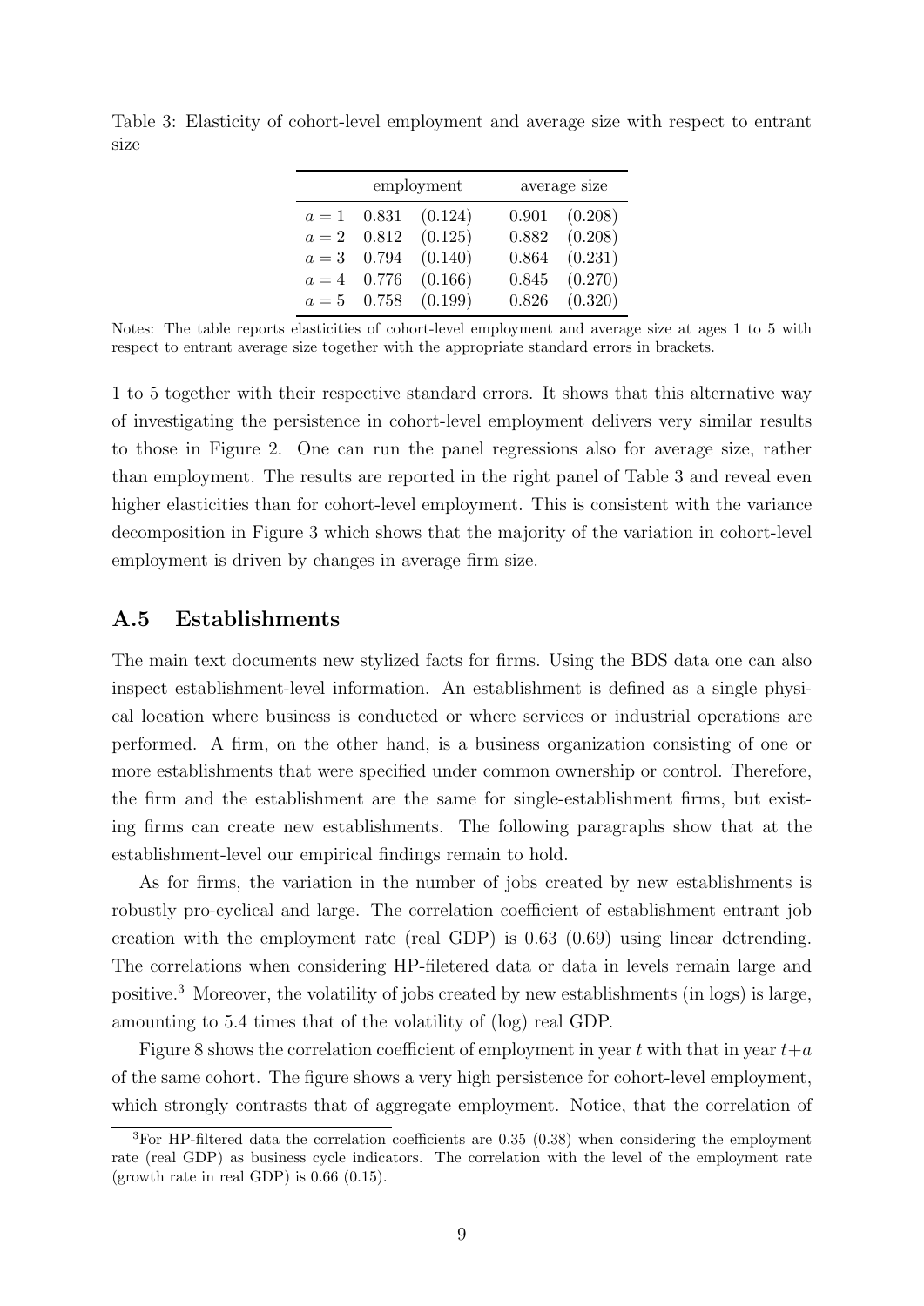Table 3: Elasticity of cohort-level employment and average size with respect to entrant size

| | employment | | average size | |
|---|---|---|---|---|
| $a = 1$ | 0.831 | (0.124) | 0.901 | (0.208) |
| $a = 2$ | 0.812 | (0.125) | 0.882 | (0.208) |
| $a = 3$ | 0.794 | (0.140) | 0.864 | (0.231) |
| $a = 4$ | 0.776 | (0.166) | 0.845 | (0.270) |
| $a = 5$ | 0.758 | (0.199) | 0.826 | (0.320) |

Notes: The table reports elasticities of cohort-level employment and average size at ages 1 to 5 with respect to entrant average size together with the appropriate standard errors in brackets.

1 to 5 together with their respective standard errors. It shows that this alternative way of investigating the persistence in cohort-level employment delivers very similar results to those in Figure 2. One can run the panel regressions also for average size, rather than employment. The results are reported in the right panel of Table 3 and reveal even higher elasticities than for cohort-level employment. This is consistent with the variance decomposition in Figure 3 which shows that the majority of the variation in cohort-level employment is driven by changes in average firm size.

## A.5 Establishments

The main text documents new stylized facts for firms. Using the BDS data one can also inspect establishment-level information. An establishment is defined as a single physical location where business is conducted or where services or industrial operations are performed. A firm, on the other hand, is a business organization consisting of one or more establishments that were specified under common ownership or control. Therefore, the firm and the establishment are the same for single-establishment firms, but existing firms can create new establishments. The following paragraphs show that at the establishment-level our empirical findings remain to hold.

As for firms, the variation in the number of jobs created by new establishments is robustly pro-cyclical and large. The correlation coefficient of establishment entrant job creation with the employment rate (real GDP) is 0.63 (0.69) using linear detrending. The correlations when considering HP-filetered data or data in levels remain large and positive.[3] Moreover, the volatility of jobs created by new establishments (in logs) is large, amounting to 5.4 times that of the volatility of (log) real GDP.

Figure 8 shows the correlation coefficient of employment in year $t$ with that in year $t+a$ of the same cohort. The figure shows a very high persistence for cohort-level employment, which strongly contrasts that of aggregate employment. Notice, that the correlation of

[3] For HP-filtered data the correlation coefficients are 0.35 (0.38) when considering the employment rate (real GDP) as business cycle indicators. The correlation with the level of the employment rate (growth rate in real GDP) is 0.66 (0.15).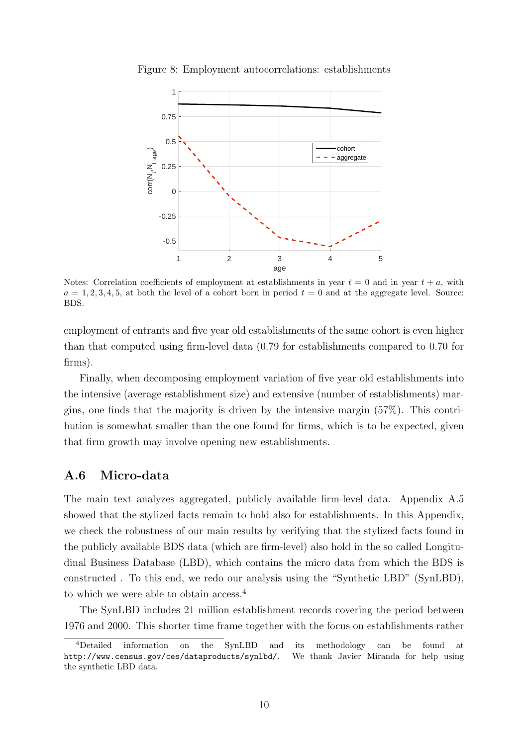Figure 8: Employment autocorrelations: establishments

Notes: Correlation coefficients of employment at establishments in year $t = 0$ and in year $t + a$, with $a = 1, 2, 3, 4, 5$, at both the level of a cohort born in period $t = 0$ and at the aggregate level. Source: BDS.

employment of entrants and five year old establishments of the same cohort is even higher than that computed using firm-level data (0.79 for establishments compared to 0.70 for firms).

Finally, when decomposing employment variation of five year old establishments into the intensive (average establishment size) and extensive (number of establishments) margins, one finds that the majority is driven by the intensive margin (57%). This contribution is somewhat smaller than the one found for firms, which is to be expected, given that firm growth may involve opening new establishments.

## A.6 Micro-data

The main text analyzes aggregated, publicly available firm-level data. Appendix A.5 showed that the stylized facts remain to hold also for establishments. In this Appendix, we check the robustness of our main results by verifying that the stylized facts found in the publicly available BDS data (which are firm-level) also hold in the so called Longitudinal Business Database (LBD), which contains the micro data from which the BDS is constructed . To this end, we redo our analysis using the "Synthetic LBD" (SynLBD), to which we were able to obtain access.[4]

The SynLBD includes 21 million establishment records covering the period between 1976 and 2000. This shorter time frame together with the focus on establishments rather

[4]Detailed information on the SynLBD and its methodology can be found at http://www.census.gov/ces/dataproducts/synlbd/. We thank Javier Miranda for help using the synthetic LBD data.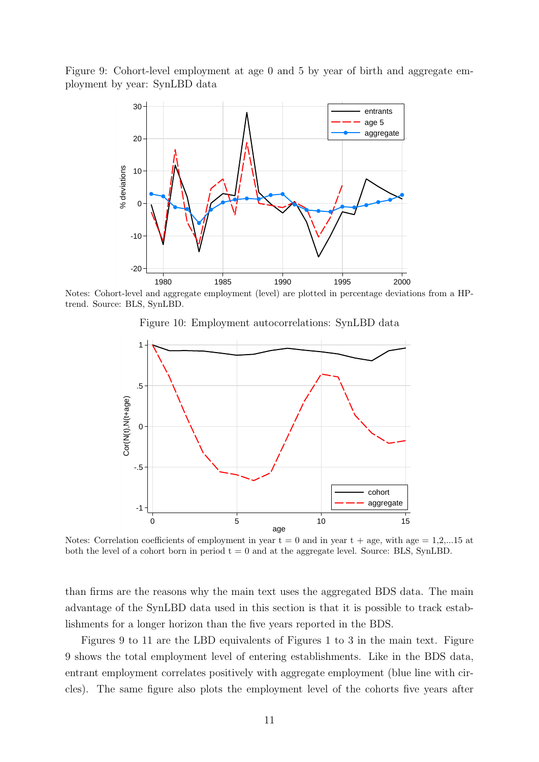Figure 9: Cohort-level employment at age 0 and 5 by year of birth and aggregate employment by year: SynLBD data

Notes: Cohort-level and aggregate employment (level) are plotted in percentage deviations from a HP-trend. Source: BLS, SynLBD.

Figure 10: Employment autocorrelations: SynLBD data

Notes: Correlation coefficients of employment in year t = 0 and in year t + age, with age = 1,2,...15 at both the level of a cohort born in period t = 0 and at the aggregate level. Source: BLS, SynLBD.

than firms are the reasons why the main text uses the aggregated BDS data. The main advantage of the SynLBD data used in this section is that it is possible to track establishments for a longer horizon than the five years reported in the BDS.

Figures 9 to 11 are the LBD equivalents of Figures 1 to 3 in the main text. Figure 9 shows the total employment level of entering establishments. Like in the BDS data, entrant employment correlates positively with aggregate employment (blue line with circles). The same figure also plots the employment level of the cohorts five years after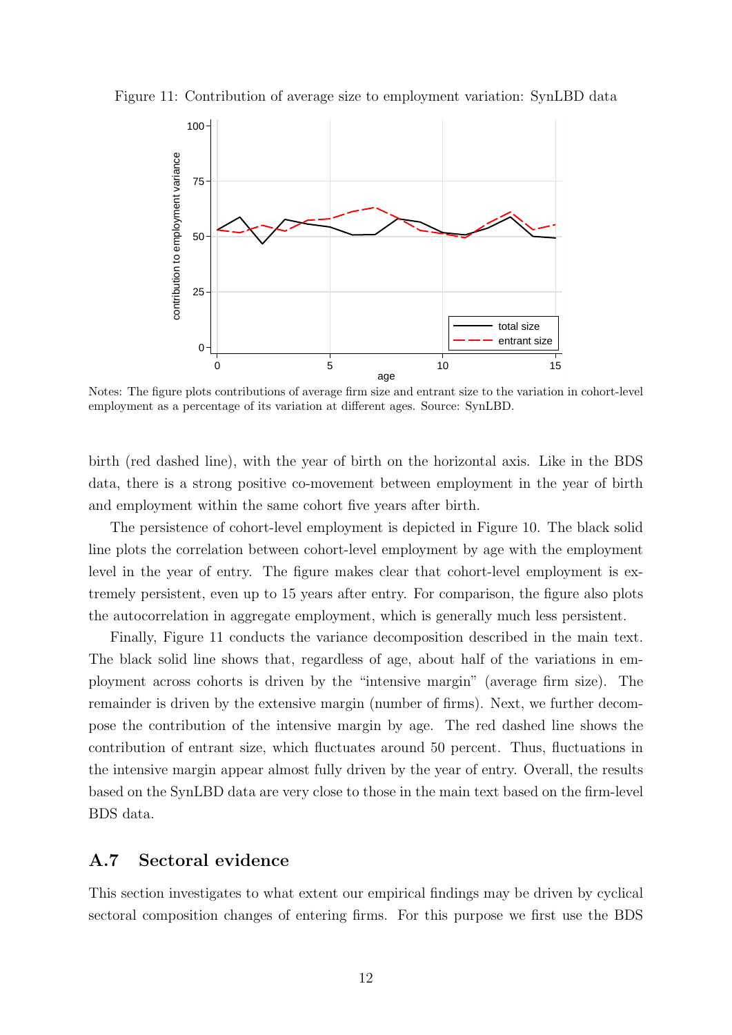Figure 11: Contribution of average size to employment variation: SynLBD data

Notes: The figure plots contributions of average firm size and entrant size to the variation in cohort-level employment as a percentage of its variation at different ages. Source: SynLBD.

birth (red dashed line), with the year of birth on the horizontal axis. Like in the BDS data, there is a strong positive co-movement between employment in the year of birth and employment within the same cohort five years after birth.

The persistence of cohort-level employment is depicted in Figure 10. The black solid line plots the correlation between cohort-level employment by age with the employment level in the year of entry. The figure makes clear that cohort-level employment is extremely persistent, even up to 15 years after entry. For comparison, the figure also plots the autocorrelation in aggregate employment, which is generally much less persistent.

Finally, Figure 11 conducts the variance decomposition described in the main text. The black solid line shows that, regardless of age, about half of the variations in employment across cohorts is driven by the "intensive margin" (average firm size). The remainder is driven by the extensive margin (number of firms). Next, we further decompose the contribution of the intensive margin by age. The red dashed line shows the contribution of entrant size, which fluctuates around 50 percent. Thus, fluctuations in the intensive margin appear almost fully driven by the year of entry. Overall, the results based on the SynLBD data are very close to those in the main text based on the firm-level BDS data.

## A.7 Sectoral evidence

This section investigates to what extent our empirical findings may be driven by cyclical sectoral composition changes of entering firms. For this purpose we first use the BDS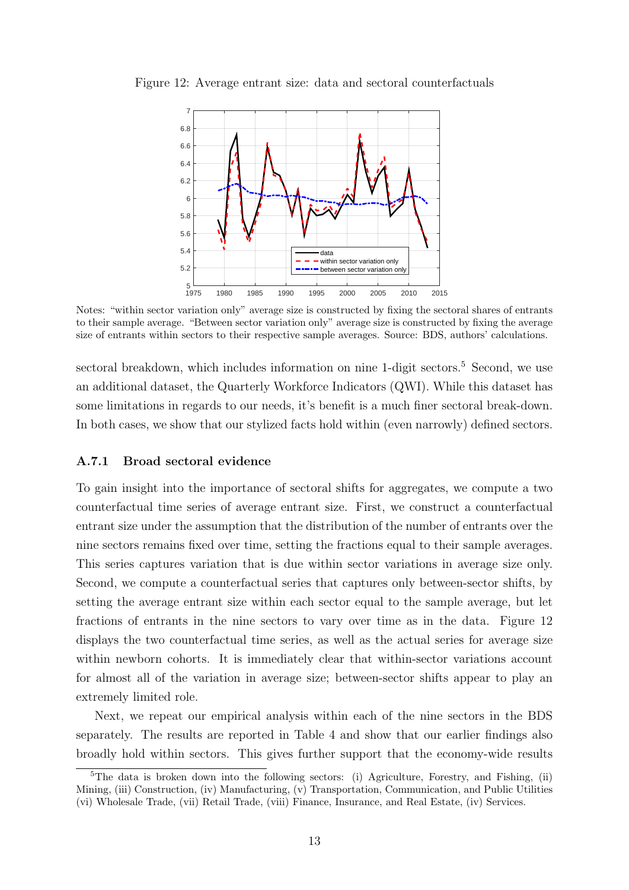Figure 12: Average entrant size: data and sectoral counterfactuals

Notes: "within sector variation only" average size is constructed by fixing the sectoral shares of entrants to their sample average. "Between sector variation only" average size is constructed by fixing the average size of entrants within sectors to their respective sample averages. Source: BDS, authors' calculations.

sectoral breakdown, which includes information on nine 1-digit sectors.[5] Second, we use an additional dataset, the Quarterly Workforce Indicators (QWI). While this dataset has some limitations in regards to our needs, it's benefit is a much finer sectoral break-down. In both cases, we show that our stylized facts hold within (even narrowly) defined sectors.

### A.7.1 Broad sectoral evidence

To gain insight into the importance of sectoral shifts for aggregates, we compute a two counterfactual time series of average entrant size. First, we construct a counterfactual entrant size under the assumption that the distribution of the number of entrants over the nine sectors remains fixed over time, setting the fractions equal to their sample averages. This series captures variation that is due within sector variations in average size only. Second, we compute a counterfactual series that captures only between-sector shifts, by setting the average entrant size within each sector equal to the sample average, but let fractions of entrants in the nine sectors to vary over time as in the data. Figure 12 displays the two counterfactual time series, as well as the actual series for average size within newborn cohorts. It is immediately clear that within-sector variations account for almost all of the variation in average size; between-sector shifts appear to play an extremely limited role.

Next, we repeat our empirical analysis within each of the nine sectors in the BDS separately. The results are reported in Table 4 and show that our earlier findings also broadly hold within sectors. This gives further support that the economy-wide results

[5] The data is broken down into the following sectors: (i) Agriculture, Forestry, and Fishing, (ii) Mining, (iii) Construction, (iv) Manufacturing, (v) Transportation, Communication, and Public Utilities (vi) Wholesale Trade, (vii) Retail Trade, (viii) Finance, Insurance, and Real Estate, (iv) Services.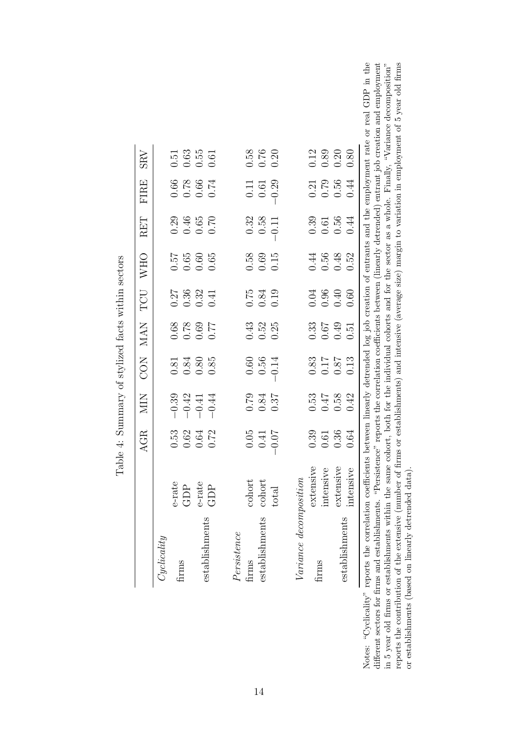Table 4: Summary of stylized facts within sectors

| | | AGR | MIN | CON | MAN | TCU | WHO | RET | FIRE | SRV |
|---|---|---|---|---|---|---|---|---|---|---|
| *Cyclicality* | | | | | | | | | | |
| firms | e-rate | 0.53 | −0.39 | 0.81 | 0.68 | 0.27 | 0.57 | 0.29 | 0.66 | 0.51 |
| | GDP | 0.62 | −0.42 | 0.84 | 0.78 | 0.36 | 0.65 | 0.46 | 0.78 | 0.63 |
| establishments | e-rate | 0.64 | −0.41 | 0.80 | 0.69 | 0.32 | 0.60 | 0.65 | 0.66 | 0.55 |
| | GDP | 0.72 | −0.44 | 0.85 | 0.77 | 0.41 | 0.65 | 0.70 | 0.74 | 0.61 |
| *Persistence* | | | | | | | | | | |
| firms | cohort | 0.05 | 0.79 | 0.60 | 0.43 | 0.75 | 0.58 | 0.32 | 0.11 | 0.58 |
| establishments | cohort | 0.41 | 0.84 | 0.56 | 0.52 | 0.84 | 0.69 | 0.58 | 0.61 | 0.76 |
| | total | −0.07 | 0.37 | −0.14 | 0.25 | 0.19 | 0.15 | −0.11 | −0.29 | 0.20 |
| *Variance decomposition* | | | | | | | | | | |
| firms | extensive | 0.39 | 0.53 | 0.83 | 0.33 | 0.04 | 0.44 | 0.39 | 0.21 | 0.12 |
| | intensive | 0.61 | 0.47 | 0.17 | 0.67 | 0.96 | 0.56 | 0.61 | 0.79 | 0.89 |
| establishments | extensive | 0.36 | 0.58 | 0.87 | 0.49 | 0.40 | 0.48 | 0.56 | 0.56 | 0.20 |
| | intensive | 0.64 | 0.42 | 0.13 | 0.51 | 0.60 | 0.52 | 0.44 | 0.44 | 0.80 |

Notes: "Cyclicality" reports the correlation coefficients between linearly detrended log job creation of entrants and the employment rate or real GDP in the different sectors for firms and establishments. "Persistence" reports the correlation coefficients between (linearly detrended) entrant job creation and employment in 5 year old firms or establishments within the same cohort, both for the individual cohorts and for the sector as a whole. Finally, "Variance decomposition" reports the contribution of the extensive (number of firms or establishments) and intensive (average size) margin to variation in employment of 5 year old firms or establishments (based on linearly detrended data).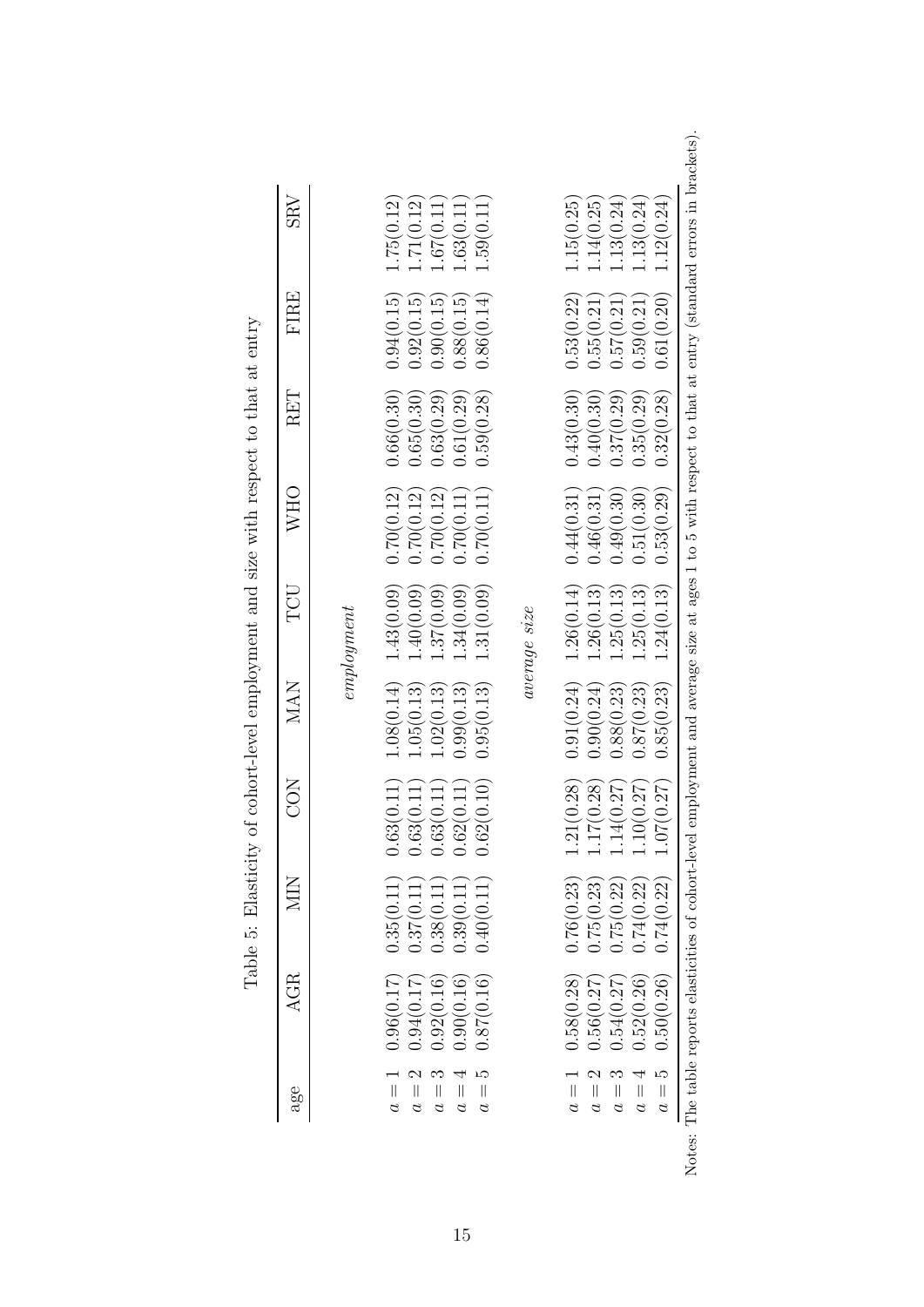Table 5: Elasticity of cohort-level employment and size with respect to that at entry

| age | AGR | MIN | CON | MAN | TCU | WHO | RET | FIRE | SRV |
|---|---|---|---|---|---|---|---|---|---|
| | | | | | *employment* | | | | |
| $a = 1$ | 0.96(0.17) | 0.35(0.11) | 0.63(0.11) | 1.08(0.14) | 1.43(0.09) | 0.70(0.12) | 0.66(0.30) | 0.94(0.15) | 1.75(0.12) |
| $a = 2$ | 0.94(0.17) | 0.37(0.11) | 0.63(0.11) | 1.05(0.13) | 1.40(0.09) | 0.70(0.12) | 0.65(0.30) | 0.92(0.15) | 1.71(0.12) |
| $a = 3$ | 0.92(0.16) | 0.38(0.11) | 0.63(0.11) | 1.02(0.13) | 1.37(0.09) | 0.70(0.12) | 0.63(0.29) | 0.90(0.15) | 1.67(0.11) |
| $a = 4$ | 0.90(0.16) | 0.39(0.11) | 0.62(0.11) | 0.99(0.13) | 1.34(0.09) | 0.70(0.11) | 0.61(0.29) | 0.88(0.15) | 1.63(0.11) |
| $a = 5$ | 0.87(0.16) | 0.40(0.11) | 0.62(0.10) | 0.95(0.13) | 1.31(0.09) | 0.70(0.11) | 0.59(0.28) | 0.86(0.14) | 1.59(0.11) |
| | | | | | *average size* | | | | |
| $a = 1$ | 0.58(0.28) | 0.76(0.23) | 1.21(0.28) | 0.91(0.24) | 1.26(0.14) | 0.44(0.31) | 0.43(0.30) | 0.53(0.22) | 1.15(0.25) |
| $a = 2$ | 0.56(0.27) | 0.75(0.23) | 1.17(0.28) | 0.90(0.24) | 1.26(0.13) | 0.46(0.31) | 0.40(0.30) | 0.55(0.21) | 1.14(0.25) |
| $a = 3$ | 0.54(0.27) | 0.75(0.22) | 1.14(0.27) | 0.88(0.23) | 1.25(0.13) | 0.49(0.30) | 0.37(0.29) | 0.57(0.21) | 1.13(0.24) |
| $a = 4$ | 0.52(0.26) | 0.74(0.22) | 1.10(0.27) | 0.87(0.23) | 1.25(0.13) | 0.51(0.30) | 0.35(0.29) | 0.59(0.21) | 1.13(0.24) |
| $a = 5$ | 0.50(0.26) | 0.74(0.22) | 1.07(0.27) | 0.85(0.23) | 1.24(0.13) | 0.53(0.29) | 0.32(0.28) | 0.61(0.20) | 1.12(0.24) |

Notes: The table reports elasticities of cohort-level employment and average size at ages 1 to 5 with respect to that at entry (standard errors in brackets).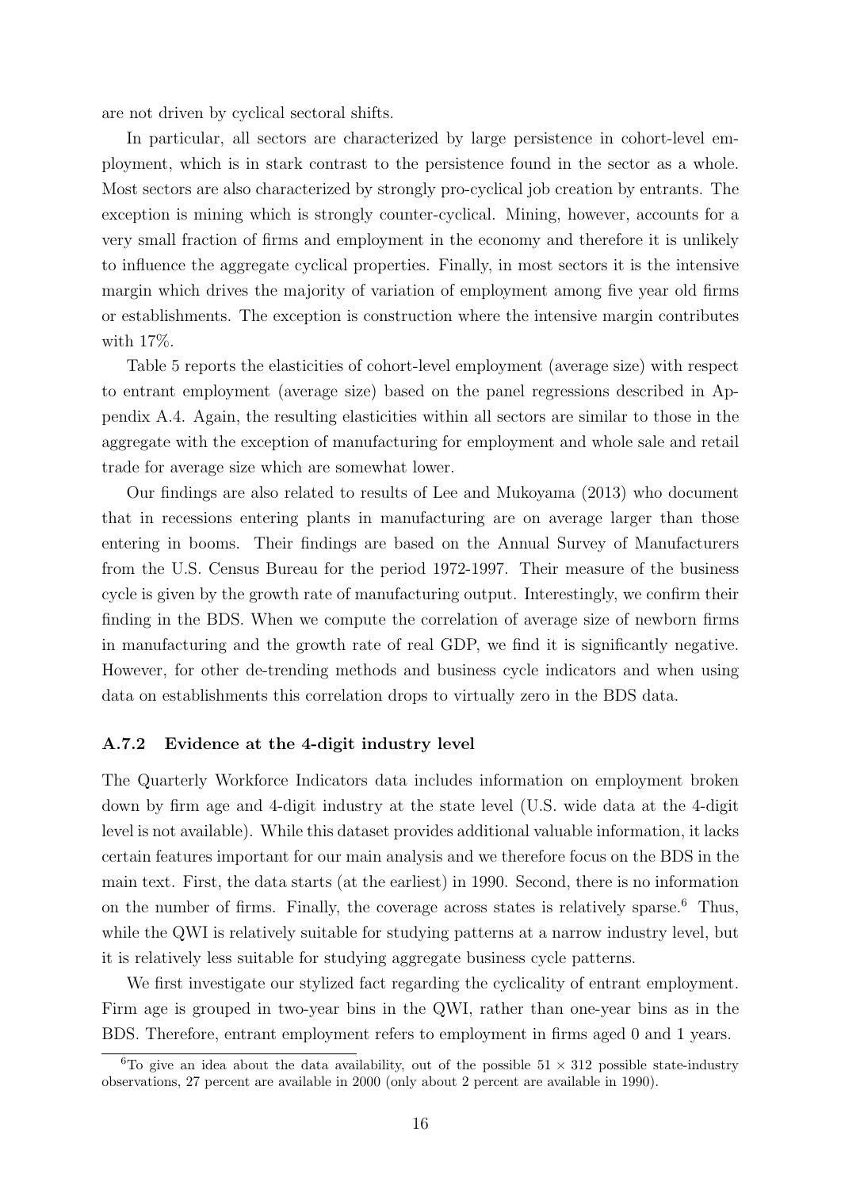are not driven by cyclical sectoral shifts.

In particular, all sectors are characterized by large persistence in cohort-level employment, which is in stark contrast to the persistence found in the sector as a whole. Most sectors are also characterized by strongly pro-cyclical job creation by entrants. The exception is mining which is strongly counter-cyclical. Mining, however, accounts for a very small fraction of firms and employment in the economy and therefore it is unlikely to influence the aggregate cyclical properties. Finally, in most sectors it is the intensive margin which drives the majority of variation of employment among five year old firms or establishments. The exception is construction where the intensive margin contributes with 17%.

Table 5 reports the elasticities of cohort-level employment (average size) with respect to entrant employment (average size) based on the panel regressions described in Appendix A.4. Again, the resulting elasticities within all sectors are similar to those in the aggregate with the exception of manufacturing for employment and whole sale and retail trade for average size which are somewhat lower.

Our findings are also related to results of Lee and Mukoyama (2013) who document that in recessions entering plants in manufacturing are on average larger than those entering in booms. Their findings are based on the Annual Survey of Manufacturers from the U.S. Census Bureau for the period 1972-1997. Their measure of the business cycle is given by the growth rate of manufacturing output. Interestingly, we confirm their finding in the BDS. When we compute the correlation of average size of newborn firms in manufacturing and the growth rate of real GDP, we find it is significantly negative. However, for other de-trending methods and business cycle indicators and when using data on establishments this correlation drops to virtually zero in the BDS data.

### A.7.2 Evidence at the 4-digit industry level

The Quarterly Workforce Indicators data includes information on employment broken down by firm age and 4-digit industry at the state level (U.S. wide data at the 4-digit level is not available). While this dataset provides additional valuable information, it lacks certain features important for our main analysis and we therefore focus on the BDS in the main text. First, the data starts (at the earliest) in 1990. Second, there is no information on the number of firms. Finally, the coverage across states is relatively sparse.[6] Thus, while the QWI is relatively suitable for studying patterns at a narrow industry level, but it is relatively less suitable for studying aggregate business cycle patterns.

We first investigate our stylized fact regarding the cyclicality of entrant employment. Firm age is grouped in two-year bins in the QWI, rather than one-year bins as in the BDS. Therefore, entrant employment refers to employment in firms aged 0 and 1 years.

[6] To give an idea about the data availability, out of the possible $51 \times 312$ possible state-industry observations, 27 percent are available in 2000 (only about 2 percent are available in 1990).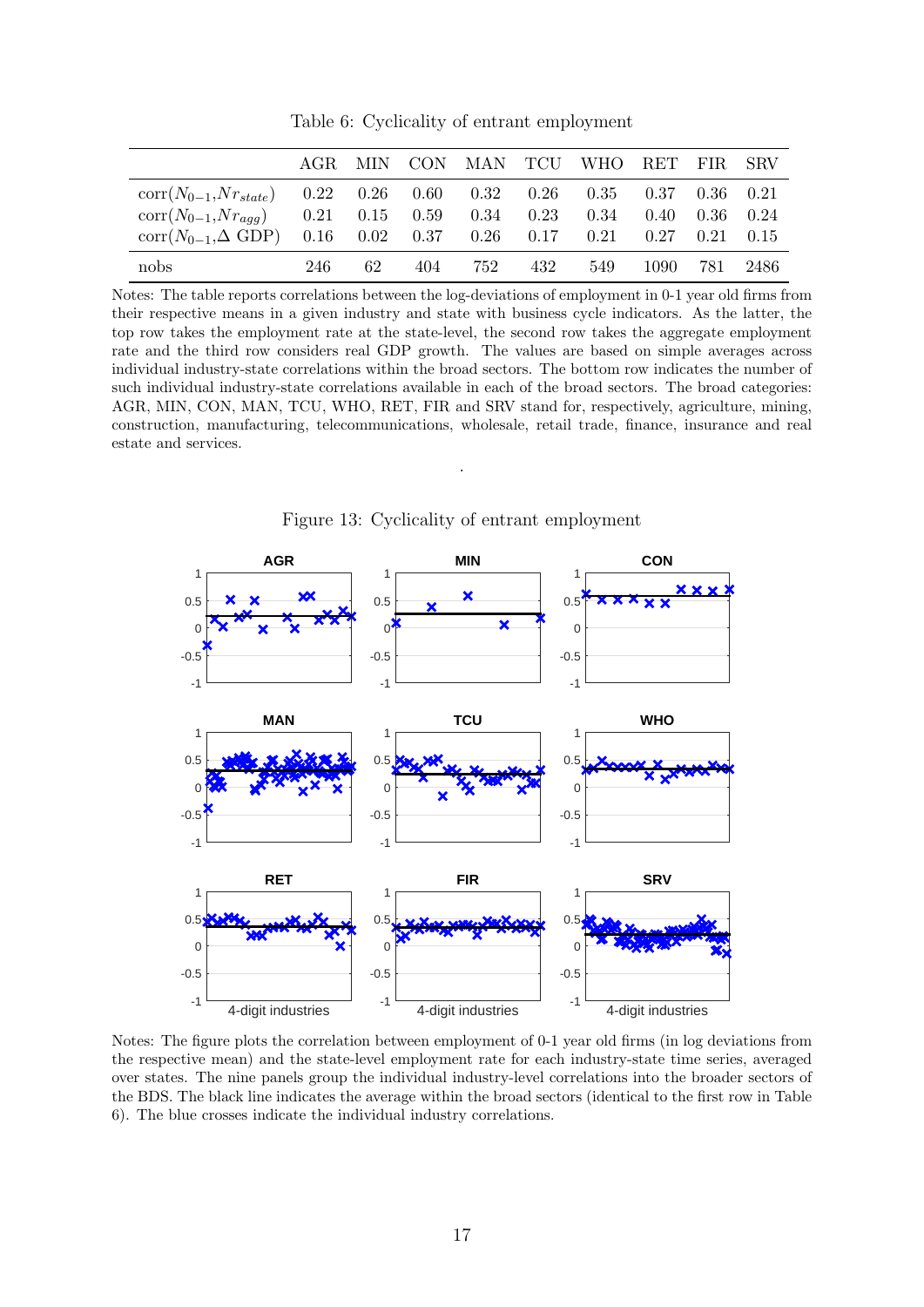Table 6: Cyclicality of entrant employment

| | AGR | MIN | CON | MAN | TCU | WHO | RET | FIR | SRV |
|---|---|---|---|---|---|---|---|---|---|
| corr($N_{0-1}$,$Nr_{state}$) | 0.22 | 0.26 | 0.60 | 0.32 | 0.26 | 0.35 | 0.37 | 0.36 | 0.21 |
| corr($N_{0-1}$,$Nr_{agg}$) | 0.21 | 0.15 | 0.59 | 0.34 | 0.23 | 0.34 | 0.40 | 0.36 | 0.24 |
| corr($N_{0-1}$,$\Delta$ GDP) | 0.16 | 0.02 | 0.37 | 0.26 | 0.17 | 0.21 | 0.27 | 0.21 | 0.15 |
| nobs | 246 | 62 | 404 | 752 | 432 | 549 | 1090 | 781 | 2486 |

Notes: The table reports correlations between the log-deviations of employment in 0-1 year old firms from their respective means in a given industry and state with business cycle indicators. As the latter, the top row takes the employment rate at the state-level, the second row takes the aggregate employment rate and the third row considers real GDP growth. The values are based on simple averages across individual industry-state correlations within the broad sectors. The bottom row indicates the number of such individual industry-state correlations available in each of the broad sectors. The broad categories: AGR, MIN, CON, MAN, TCU, WHO, RET, FIR and SRV stand for, respectively, agriculture, mining, construction, manufacturing, telecommunications, wholesale, retail trade, finance, insurance and real estate and services.

Figure 13: Cyclicality of entrant employment

Notes: The figure plots the correlation between employment of 0-1 year old firms (in log deviations from the respective mean) and the state-level employment rate for each industry-state time series, averaged over states. The nine panels group the individual industry-level correlations into the broader sectors of the BDS. The black line indicates the average within the broad sectors (identical to the first row in Table 6). The blue crosses indicate the individual industry correlations.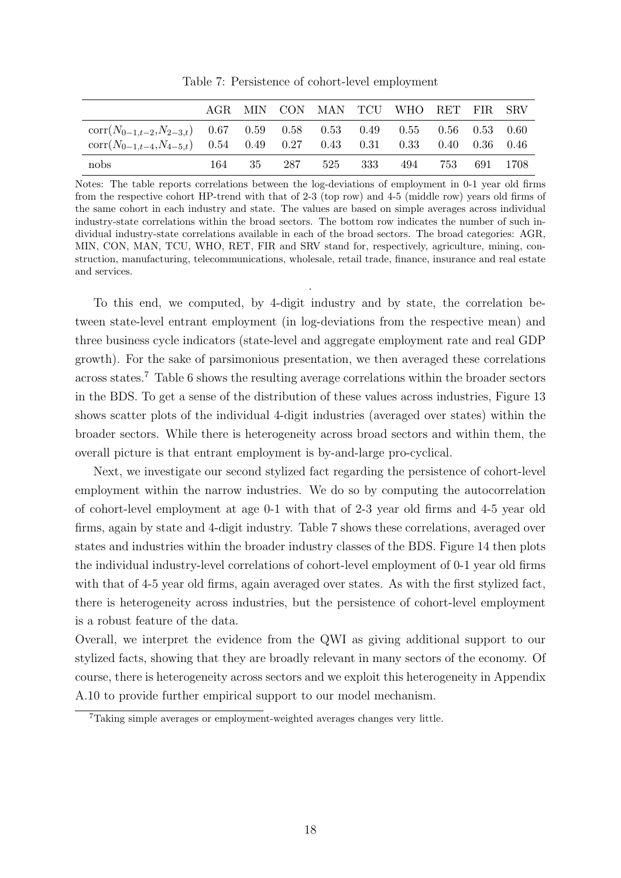Table 7: Persistence of cohort-level employment

| | AGR | MIN | CON | MAN | TCU | WHO | RET | FIR | SRV |
|---|---|---|---|---|---|---|---|---|---|
| $\text{corr}(N_{0-1,t-2}, N_{2-3,t})$ | 0.67 | 0.59 | 0.58 | 0.53 | 0.49 | 0.55 | 0.56 | 0.53 | 0.60 |
| $\text{corr}(N_{0-1,t-4}, N_{4-5,t})$ | 0.54 | 0.49 | 0.27 | 0.43 | 0.31 | 0.33 | 0.40 | 0.36 | 0.46 |
| nobs | 164 | 35 | 287 | 525 | 333 | 494 | 753 | 691 | 1708 |

Notes: The table reports correlations between the log-deviations of employment in 0-1 year old firms from the respective cohort HP-trend with that of 2-3 (top row) and 4-5 (middle row) years old firms of the same cohort in each industry and state. The values are based on simple averages across individual industry-state correlations within the broad sectors. The bottom row indicates the number of such individual industry-state correlations available in each of the broad sectors. The broad categories: AGR, MIN, CON, MAN, TCU, WHO, RET, FIR and SRV stand for, respectively, agriculture, mining, construction, manufacturing, telecommunications, wholesale, retail trade, finance, insurance and real estate and services.

To this end, we computed, by 4-digit industry and by state, the correlation between state-level entrant employment (in log-deviations from the respective mean) and three business cycle indicators (state-level and aggregate employment rate and real GDP growth). For the sake of parsimonious presentation, we then averaged these correlations across states.[7] Table 6 shows the resulting average correlations within the broader sectors in the BDS. To get a sense of the distribution of these values across industries, Figure 13 shows scatter plots of the individual 4-digit industries (averaged over states) within the broader sectors. While there is heterogeneity across broad sectors and within them, the overall picture is that entrant employment is by-and-large pro-cyclical.

Next, we investigate our second stylized fact regarding the persistence of cohort-level employment within the narrow industries. We do so by computing the autocorrelation of cohort-level employment at age 0-1 with that of 2-3 year old firms and 4-5 year old firms, again by state and 4-digit industry. Table 7 shows these correlations, averaged over states and industries within the broader industry classes of the BDS. Figure 14 then plots the individual industry-level correlations of cohort-level employment of 0-1 year old firms with that of 4-5 year old firms, again averaged over states. As with the first stylized fact, there is heterogeneity across industries, but the persistence of cohort-level employment is a robust feature of the data.

Overall, we interpret the evidence from the QWI as giving additional support to our stylized facts, showing that they are broadly relevant in many sectors of the economy. Of course, there is heterogeneity across sectors and we exploit this heterogeneity in Appendix A.10 to provide further empirical support to our model mechanism.

[7] Taking simple averages or employment-weighted averages changes very little.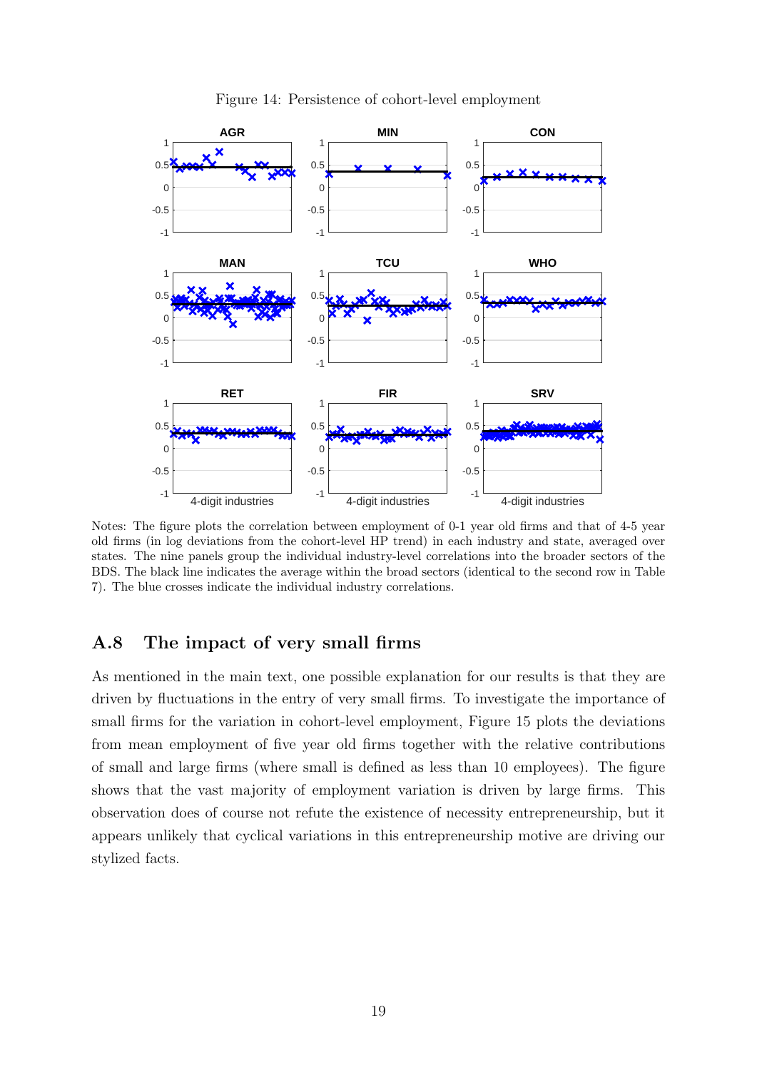Figure 14: Persistence of cohort-level employment

Notes: The figure plots the correlation between employment of 0-1 year old firms and that of 4-5 year old firms (in log deviations from the cohort-level HP trend) in each industry and state, averaged over states. The nine panels group the individual industry-level correlations into the broader sectors of the BDS. The black line indicates the average within the broad sectors (identical to the second row in Table 7). The blue crosses indicate the individual industry correlations.

## A.8 The impact of very small firms

As mentioned in the main text, one possible explanation for our results is that they are driven by fluctuations in the entry of very small firms. To investigate the importance of small firms for the variation in cohort-level employment, Figure 15 plots the deviations from mean employment of five year old firms together with the relative contributions of small and large firms (where small is defined as less than 10 employees). The figure shows that the vast majority of employment variation is driven by large firms. This observation does of course not refute the existence of necessity entrepreneurship, but it appears unlikely that cyclical variations in this entrepreneurship motive are driving our stylized facts.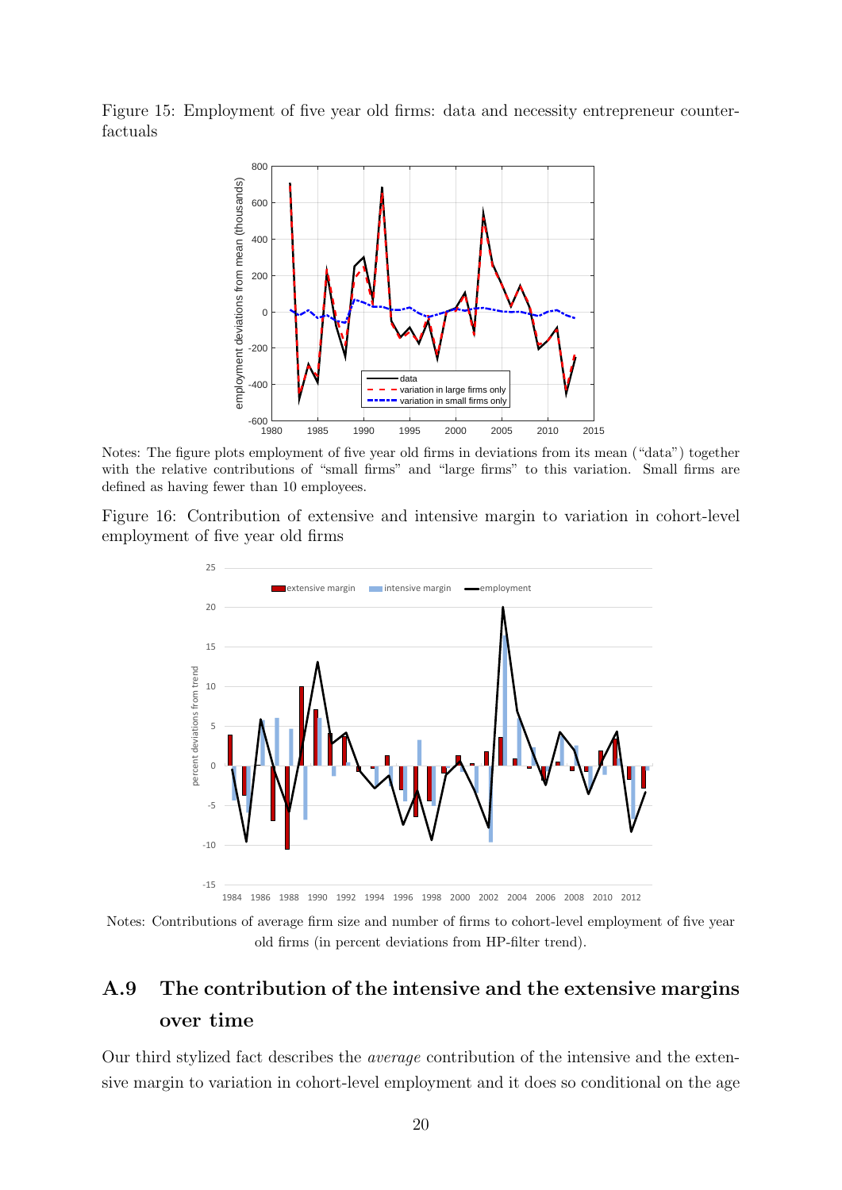Figure 15: Employment of five year old firms: data and necessity entrepreneur counterfactuals

Notes: The figure plots employment of five year old firms in deviations from its mean ("data") together with the relative contributions of "small firms" and "large firms" to this variation. Small firms are defined as having fewer than 10 employees.

Figure 16: Contribution of extensive and intensive margin to variation in cohort-level employment of five year old firms

Notes: Contributions of average firm size and number of firms to cohort-level employment of five year old firms (in percent deviations from HP-filter trend).

## A.9 The contribution of the intensive and the extensive margins over time

Our third stylized fact describes the *average* contribution of the intensive and the extensive margin to variation in cohort-level employment and it does so conditional on the age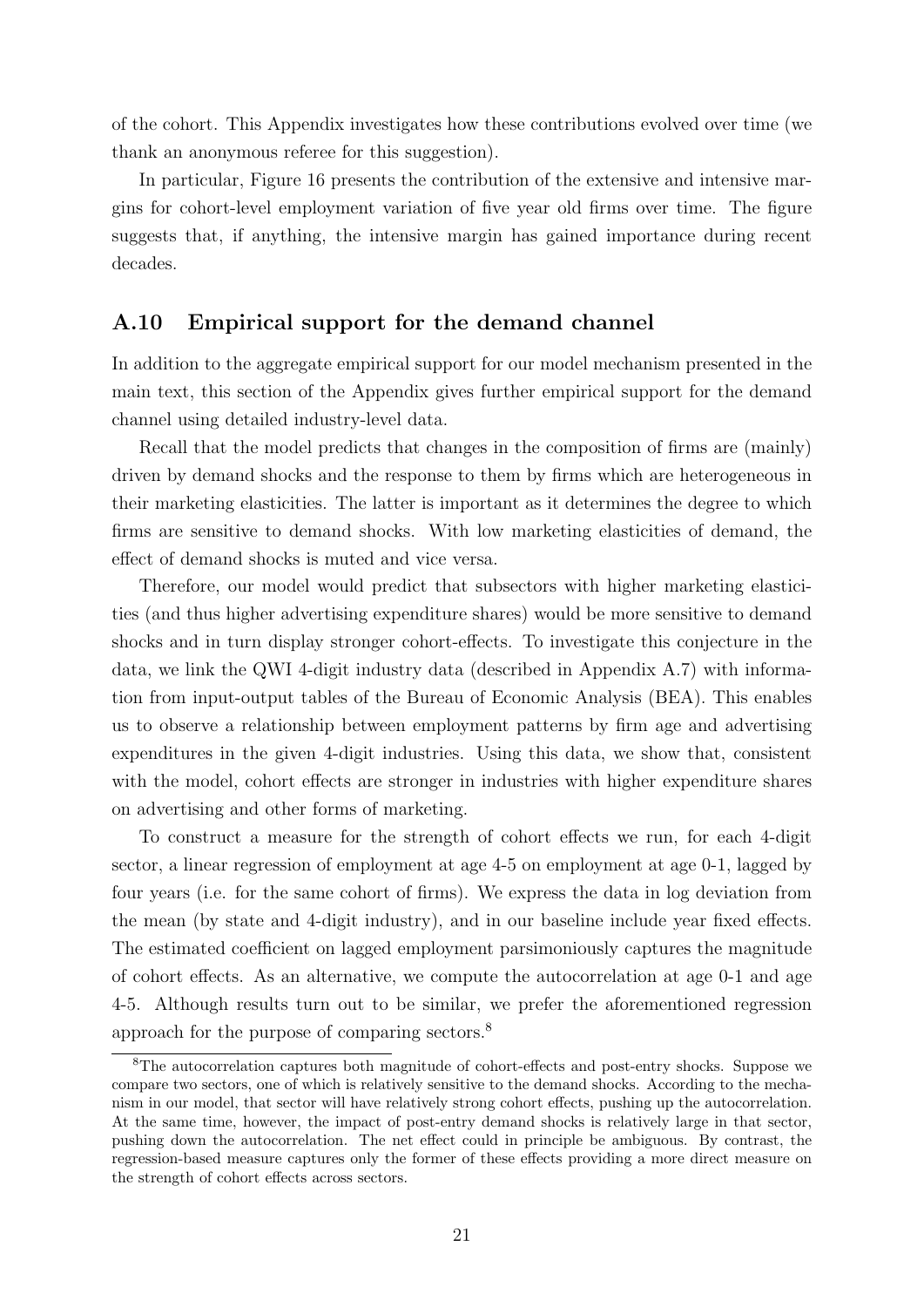of the cohort. This Appendix investigates how these contributions evolved over time (we thank an anonymous referee for this suggestion).

In particular, Figure 16 presents the contribution of the extensive and intensive margins for cohort-level employment variation of five year old firms over time. The figure suggests that, if anything, the intensive margin has gained importance during recent decades.

## A.10 Empirical support for the demand channel

In addition to the aggregate empirical support for our model mechanism presented in the main text, this section of the Appendix gives further empirical support for the demand channel using detailed industry-level data.

Recall that the model predicts that changes in the composition of firms are (mainly) driven by demand shocks and the response to them by firms which are heterogeneous in their marketing elasticities. The latter is important as it determines the degree to which firms are sensitive to demand shocks. With low marketing elasticities of demand, the effect of demand shocks is muted and vice versa.

Therefore, our model would predict that subsectors with higher marketing elasticities (and thus higher advertising expenditure shares) would be more sensitive to demand shocks and in turn display stronger cohort-effects. To investigate this conjecture in the data, we link the QWI 4-digit industry data (described in Appendix A.7) with information from input-output tables of the Bureau of Economic Analysis (BEA). This enables us to observe a relationship between employment patterns by firm age and advertising expenditures in the given 4-digit industries. Using this data, we show that, consistent with the model, cohort effects are stronger in industries with higher expenditure shares on advertising and other forms of marketing.

To construct a measure for the strength of cohort effects we run, for each 4-digit sector, a linear regression of employment at age 4-5 on employment at age 0-1, lagged by four years (i.e. for the same cohort of firms). We express the data in log deviation from the mean (by state and 4-digit industry), and in our baseline include year fixed effects. The estimated coefficient on lagged employment parsimoniously captures the magnitude of cohort effects. As an alternative, we compute the autocorrelation at age 0-1 and age 4-5. Although results turn out to be similar, we prefer the aforementioned regression approach for the purpose of comparing sectors.[8]

[8] The autocorrelation captures both magnitude of cohort-effects and post-entry shocks. Suppose we compare two sectors, one of which is relatively sensitive to the demand shocks. According to the mechanism in our model, that sector will have relatively strong cohort effects, pushing up the autocorrelation. At the same time, however, the impact of post-entry demand shocks is relatively large in that sector, pushing down the autocorrelation. The net effect could in principle be ambiguous. By contrast, the regression-based measure captures only the former of these effects providing a more direct measure on the strength of cohort effects across sectors.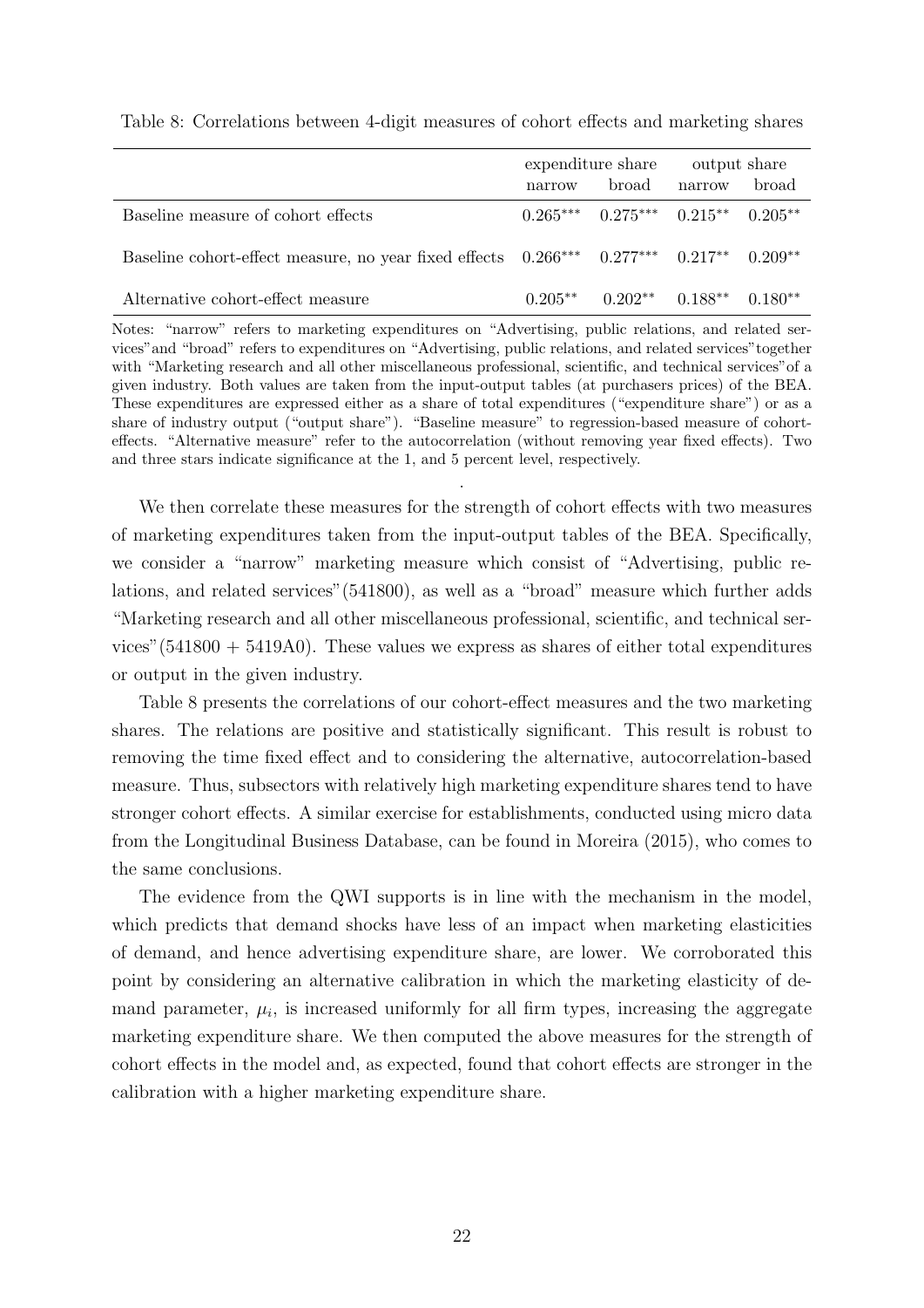Table 8: Correlations between 4-digit measures of cohort effects and marketing shares

| | expenditure share | | output share | |
|---|---|---|---|---|
| | narrow | broad | narrow | broad |
| Baseline measure of cohort effects | $0.265^{***}$ | $0.275^{***}$ | $0.215^{**}$ | $0.205^{**}$ |
| Baseline cohort-effect measure, no year fixed effects | $0.266^{***}$ | $0.277^{***}$ | $0.217^{**}$ | $0.209^{**}$ |
| Alternative cohort-effect measure | $0.205^{**}$ | $0.202^{**}$ | $0.188^{**}$ | $0.180^{**}$ |

Notes: "narrow" refers to marketing expenditures on "Advertising, public relations, and related services"and "broad" refers to expenditures on "Advertising, public relations, and related services"together with "Marketing research and all other miscellaneous professional, scientific, and technical services"of a given industry. Both values are taken from the input-output tables (at purchasers prices) of the BEA. These expenditures are expressed either as a share of total expenditures ("expenditure share") or as a share of industry output ("output share"). "Baseline measure" to regression-based measure of cohort-effects. "Alternative measure" refer to the autocorrelation (without removing year fixed effects). Two and three stars indicate significance at the 1, and 5 percent level, respectively.

We then correlate these measures for the strength of cohort effects with two measures of marketing expenditures taken from the input-output tables of the BEA. Specifically, we consider a "narrow" marketing measure which consist of "Advertising, public relations, and related services"(541800), as well as a "broad" measure which further adds "Marketing research and all other miscellaneous professional, scientific, and technical services"(541800 + 5419A0). These values we express as shares of either total expenditures or output in the given industry.

Table 8 presents the correlations of our cohort-effect measures and the two marketing shares. The relations are positive and statistically significant. This result is robust to removing the time fixed effect and to considering the alternative, autocorrelation-based measure. Thus, subsectors with relatively high marketing expenditure shares tend to have stronger cohort effects. A similar exercise for establishments, conducted using micro data from the Longitudinal Business Database, can be found in Moreira (2015), who comes to the same conclusions.

The evidence from the QWI supports is in line with the mechanism in the model, which predicts that demand shocks have less of an impact when marketing elasticities of demand, and hence advertising expenditure share, are lower. We corroborated this point by considering an alternative calibration in which the marketing elasticity of demand parameter, $\mu_i$, is increased uniformly for all firm types, increasing the aggregate marketing expenditure share. We then computed the above measures for the strength of cohort effects in the model and, as expected, found that cohort effects are stronger in the calibration with a higher marketing expenditure share.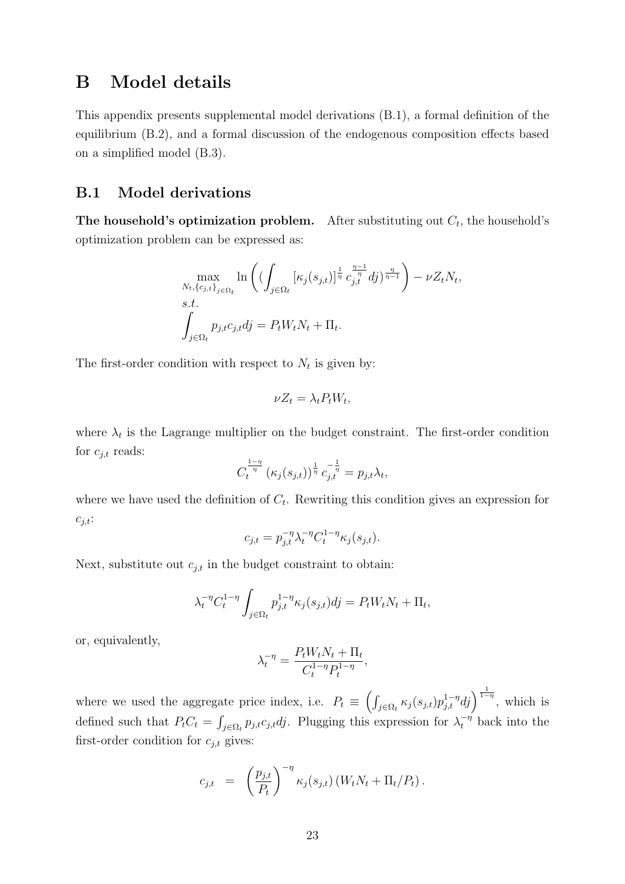# B Model details

This appendix presents supplemental model derivations (B.1), a formal definition of the equilibrium (B.2), and a formal discussion of the endogenous composition effects based on a simplified model (B.3).

## B.1 Model derivations

**The household's optimization problem.** After substituting out $C_t$, the household's optimization problem can be expressed as:

$$
\begin{aligned}
&\max_{N_t, \{c_{j,t}\}_{j\in\Omega_t}} \ln\left( (\int_{j\in\Omega_t} [\kappa_j(s_{j,t})]^{\frac{1}{\eta}} c_{j,t}^{\frac{\eta-1}{\eta}} dj)^{\frac{\eta}{\eta-1}} \right) - \nu Z_t N_t, \\
&s.t. \\
&\int_{j\in\Omega_t} p_{j,t} c_{j,t} dj = P_t W_t N_t + \Pi_t.
\end{aligned}
$$

The first-order condition with respect to $N_t$ is given by:

$$
\nu Z_t = \lambda_t P_t W_t,
$$

where $\lambda_t$ is the Lagrange multiplier on the budget constraint. The first-order condition for $c_{j,t}$ reads:

$$
C_t^{\frac{1-\eta}{\eta}} (\kappa_j(s_{j,t}))^{\frac{1}{\eta}} c_{j,t}^{-\frac{1}{\eta}} = p_{j,t}\lambda_t,
$$

where we have used the definition of $C_t$. Rewriting this condition gives an expression for $c_{j,t}$:

$$
c_{j,t} = p_{j,t}^{-\eta} \lambda_t^{-\eta} C_t^{1-\eta} \kappa_j(s_{j,t}).
$$

Next, substitute out $c_{j,t}$ in the budget constraint to obtain:

$$
\lambda_t^{-\eta} C_t^{1-\eta} \int_{j\in\Omega_t} p_{j,t}^{1-\eta} \kappa_j(s_{j,t}) dj = P_t W_t N_t + \Pi_t,
$$

or, equivalently,

$$
\lambda_t^{-\eta} = \frac{P_t W_t N_t + \Pi_t}{C_t^{1-\eta} P_t^{1-\eta}},
$$

where we used the aggregate price index, i.e. $P_t \equiv \left( \int_{j\in\Omega_t} \kappa_j(s_{j,t}) p_{j,t}^{1-\eta} dj \right)^{\frac{1}{1-\eta}}$, which is defined such that $P_t C_t = \int_{j\in\Omega_t} p_{j,t} c_{j,t} dj$. Plugging this expression for $\lambda_t^{-\eta}$ back into the first-order condition for $c_{j,t}$ gives:

$$
c_{j,t} \ = \ \left( \frac{p_{j,t}}{P_t} \right)^{-\eta} \kappa_j(s_{j,t}) \left( W_t N_t + \Pi_t / P_t \right).
$$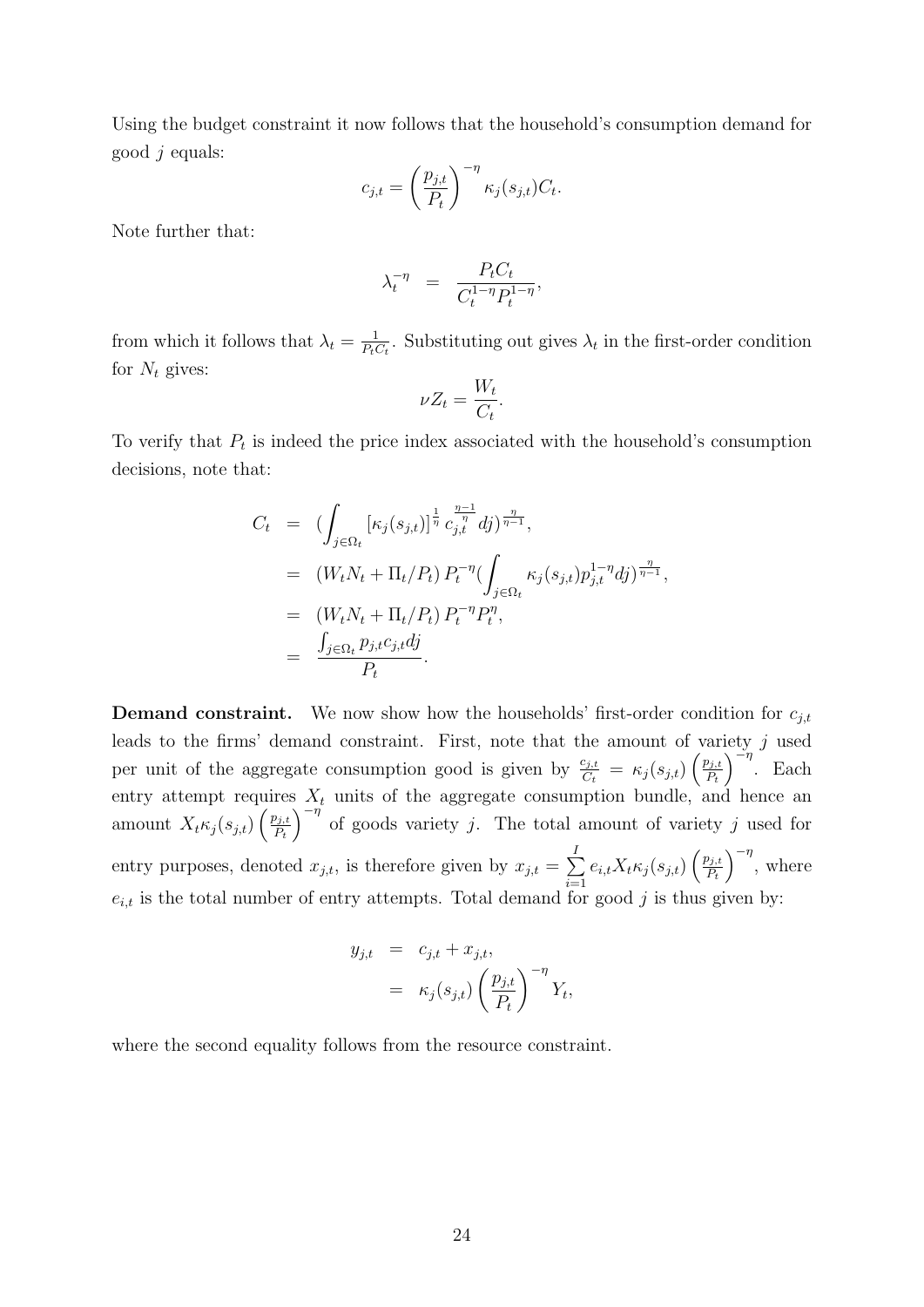Using the budget constraint it now follows that the household's consumption demand for good $j$ equals:

$$c_{j,t} = \left(\frac{p_{j,t}}{P_t}\right)^{-\eta} \kappa_j(s_{j,t}) C_t.$$

Note further that:

$$\lambda_t^{-\eta} \;\; = \;\; \frac{P_t C_t}{C_t^{1-\eta} P_t^{1-\eta}},$$

from which it follows that $\lambda_t = \frac{1}{P_t C_t}$. Substituting out gives $\lambda_t$ in the first-order condition for $N_t$ gives:

$$\nu Z_t = \frac{W_t}{C_t}.$$

To verify that $P_t$ is indeed the price index associated with the household's consumption decisions, note that:

$$\begin{aligned}
C_t &= (\int_{j \in \Omega_t} [\kappa_j(s_{j,t})]^{\frac{1}{\eta}} c_{j,t}^{\frac{\eta-1}{\eta}} dj)^{\frac{\eta}{\eta-1}}, \\
&= (W_t N_t + \Pi_t / P_t) \, P_t^{-\eta} (\int_{j \in \Omega_t} \kappa_j(s_{j,t}) p_{j,t}^{1-\eta} dj)^{\frac{\eta}{\eta-1}}, \\
&= (W_t N_t + \Pi_t / P_t) \, P_t^{-\eta} P_t^{\eta}, \\
&= \frac{\int_{j \in \Omega_t} p_{j,t} c_{j,t} dj}{P_t}.
\end{aligned}$$

**Demand constraint.** We now show how the households' first-order condition for $c_{j,t}$ leads to the firms' demand constraint. First, note that the amount of variety $j$ used per unit of the aggregate consumption good is given by $\frac{c_{j,t}}{C_t} = \kappa_j(s_{j,t}) \left(\frac{p_{j,t}}{P_t}\right)^{-\eta}$. Each entry attempt requires $X_t$ units of the aggregate consumption bundle, and hence an amount $X_t \kappa_j(s_{j,t}) \left(\frac{p_{j,t}}{P_t}\right)^{-\eta}$ of goods variety $j$. The total amount of variety $j$ used for entry purposes, denoted $x_{j,t}$, is therefore given by $x_{j,t} = \sum_{i=1}^{I} e_{i,t} X_t \kappa_j(s_{j,t}) \left(\frac{p_{j,t}}{P_t}\right)^{-\eta}$, where $e_{i,t}$ is the total number of entry attempts. Total demand for good $j$ is thus given by:

$$\begin{aligned}
y_{j,t} &= c_{j,t} + x_{j,t}, \\
&= \kappa_j(s_{j,t}) \left(\frac{p_{j,t}}{P_t}\right)^{-\eta} Y_t,
\end{aligned}$$

where the second equality follows from the resource constraint.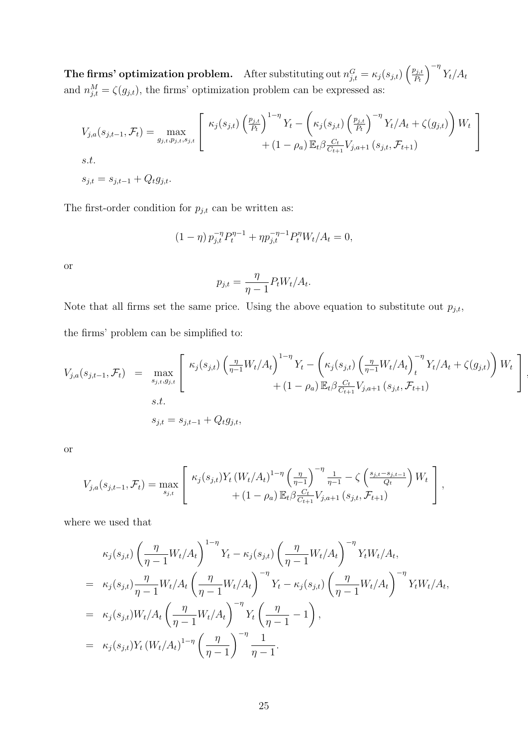**The firms' optimization problem.** After substituting out $n^G_{j,t} = \kappa_j(s_{j,t}) \left(\frac{p_{j,t}}{P_t}\right)^{-\eta} Y_t/A_t$ and $n^M_{j,t} = \zeta(g_{j,t})$, the firms' optimization problem can be expressed as:

$$
V_{j,a}(s_{j,t-1}, \mathcal{F}_t) = \max_{g_{j,t}, p_{j,t}, s_{j,t}} \left[ \begin{array}{c} \kappa_j(s_{j,t}) \left(\frac{p_{j,t}}{P_t}\right)^{1-\eta} Y_t - \left(\kappa_j(s_{j,t}) \left(\frac{p_{j,t}}{P_t}\right)^{-\eta} Y_t/A_t + \zeta(g_{j,t})\right) W_t \\ + (1-\rho_a)\, \mathbb{E}_t \beta \frac{C_t}{C_{t+1}} V_{j,a+1}(s_{j,t}, \mathcal{F}_{t+1}) \end{array} \right]
$$

$s.t.$

$$
s_{j,t} = s_{j,t-1} + Q_t g_{j,t}.
$$

The first-order condition for $p_{j,t}$ can be written as:

$$
(1-\eta)\, p_{j,t}^{-\eta} P_t^{\eta-1} + \eta p_{j,t}^{-\eta-1} P_t^{\eta} W_t/A_t = 0,
$$

or

$$
p_{j,t} = \frac{\eta}{\eta-1} P_t W_t/A_t.
$$

Note that all firms set the same price. Using the above equation to substitute out $p_{j,t}$, the firms' problem can be simplified to:

$$
\begin{aligned}
V_{j,a}(s_{j,t-1}, \mathcal{F}_t) &= \max_{s_{j,t}, g_{j,t}} \left[ \begin{array}{c} \kappa_j(s_{j,t}) \left(\frac{\eta}{\eta-1} W_t/A_t\right)^{1-\eta} Y_t - \left(\kappa_j(s_{j,t}) \left(\frac{\eta}{\eta-1} W_t/A_t\right)_t^{-\eta} Y_t/A_t + \zeta(g_{j,t})\right) W_t \\ + (1-\rho_a)\, \mathbb{E}_t \beta \frac{C_t}{C_{t+1}} V_{j,a+1}(s_{j,t}, \mathcal{F}_{t+1}) \end{array} \right], \\
& s.t. \\
& s_{j,t} = s_{j,t-1} + Q_t g_{j,t},
\end{aligned}
$$

or

$$
V_{j,a}(s_{j,t-1}, \mathcal{F}_t) = \max_{s_{j,t}} \left[ \begin{array}{c} \kappa_j(s_{j,t}) Y_t (W_t/A_t)^{1-\eta} \left(\frac{\eta}{\eta-1}\right)^{-\eta} \frac{1}{\eta-1} - \zeta\left(\frac{s_{j,t} - s_{j,t-1}}{Q_t}\right) W_t \\ + (1-\rho_a)\, \mathbb{E}_t \beta \frac{C_t}{C_{t+1}} V_{j,a+1}(s_{j,t}, \mathcal{F}_{t+1}) \end{array} \right],
$$

where we used that

$$
\begin{aligned}
& \kappa_j(s_{j,t}) \left(\frac{\eta}{\eta-1} W_t/A_t\right)^{1-\eta} Y_t - \kappa_j(s_{j,t}) \left(\frac{\eta}{\eta-1} W_t/A_t\right)^{-\eta} Y_t W_t/A_t, \\
= \;& \kappa_j(s_{j,t}) \frac{\eta}{\eta-1} W_t/A_t \left(\frac{\eta}{\eta-1} W_t/A_t\right)^{-\eta} Y_t - \kappa_j(s_{j,t}) \left(\frac{\eta}{\eta-1} W_t/A_t\right)^{-\eta} Y_t W_t/A_t, \\
= \;& \kappa_j(s_{j,t}) W_t/A_t \left(\frac{\eta}{\eta-1} W_t/A_t\right)^{-\eta} Y_t \left(\frac{\eta}{\eta-1} - 1\right), \\
= \;& \kappa_j(s_{j,t}) Y_t (W_t/A_t)^{1-\eta} \left(\frac{\eta}{\eta-1}\right)^{-\eta} \frac{1}{\eta-1}.
\end{aligned}
$$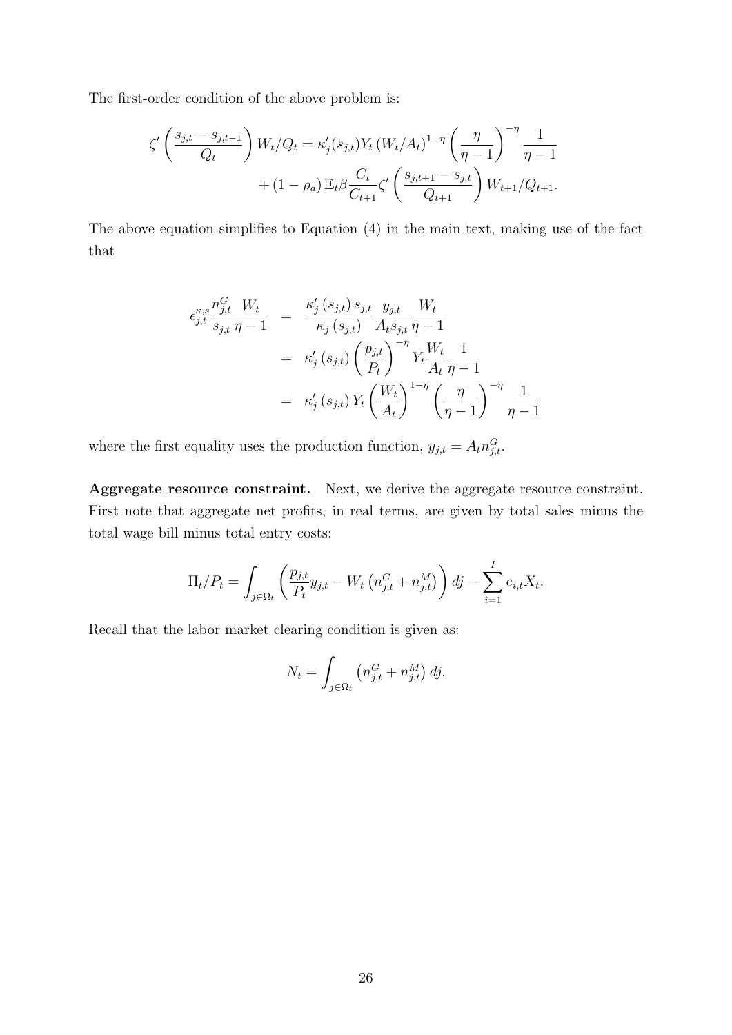The first-order condition of the above problem is:

$$\zeta'\left(\frac{s_{j,t}-s_{j,t-1}}{Q_t}\right)W_t/Q_t = \kappa_j'(s_{j,t})Y_t\left(W_t/A_t\right)^{1-\eta}\left(\frac{\eta}{\eta-1}\right)^{-\eta}\frac{1}{\eta-1} + (1-\rho_a)\,\mathbb{E}_t\beta\frac{C_t}{C_{t+1}}\zeta'\left(\frac{s_{j,t+1}-s_{j,t}}{Q_{t+1}}\right)W_{t+1}/Q_{t+1}.$$

The above equation simplifies to Equation (4) in the main text, making use of the fact that

$$\begin{aligned}
\epsilon_{j,t}^{\kappa,s}\frac{n_{j,t}^G}{s_{j,t}}\frac{W_t}{\eta-1} &= \frac{\kappa_j'\left(s_{j,t}\right)s_{j,t}}{\kappa_j\left(s_{j,t}\right)}\frac{y_{j,t}}{A_t s_{j,t}}\frac{W_t}{\eta-1} \\
&= \kappa_j'\left(s_{j,t}\right)\left(\frac{p_{j,t}}{P_t}\right)^{-\eta}Y_t\frac{W_t}{A_t}\frac{1}{\eta-1} \\
&= \kappa_j'\left(s_{j,t}\right)Y_t\left(\frac{W_t}{A_t}\right)^{1-\eta}\left(\frac{\eta}{\eta-1}\right)^{-\eta}\frac{1}{\eta-1}
\end{aligned}$$

where the first equality uses the production function, $y_{j,t} = A_t n_{j,t}^G$.

**Aggregate resource constraint.** Next, we derive the aggregate resource constraint. First note that aggregate net profits, in real terms, are given by total sales minus the total wage bill minus total entry costs:

$$\Pi_t/P_t = \int_{j\in\Omega_t}\left(\frac{p_{j,t}}{P_t}y_{j,t} - W_t\left(n_{j,t}^G + n_{j,t}^M\right)\right)dj - \sum_{i=1}^{I}e_{i,t}X_t.$$

Recall that the labor market clearing condition is given as:

$$N_t = \int_{j\in\Omega_t}\left(n_{j,t}^G + n_{j,t}^M\right)dj.$$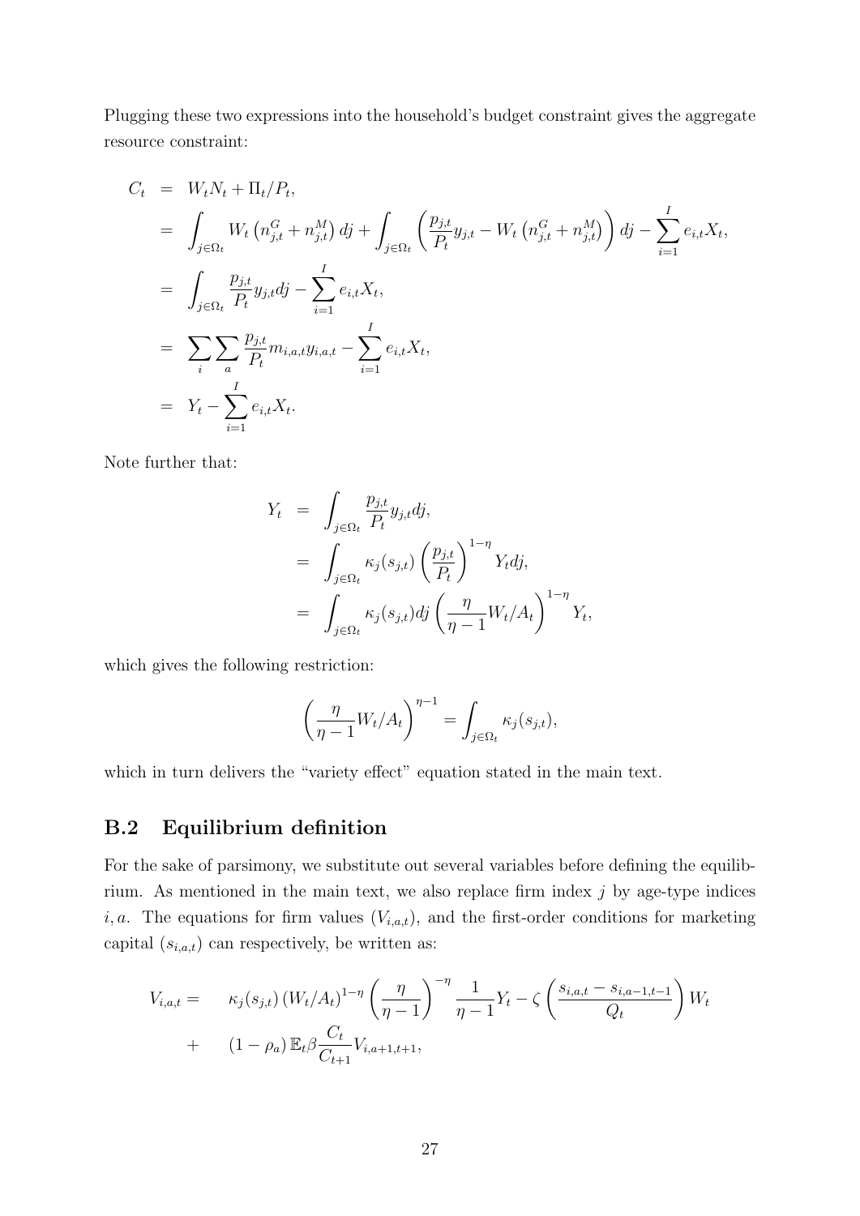Plugging these two expressions into the household's budget constraint gives the aggregate resource constraint:

$$
\begin{aligned}
C_t &= W_t N_t + \Pi_t / P_t, \\
&= \int_{j \in \Omega_t} W_t \left(n_{j,t}^G + n_{j,t}^M\right) dj + \int_{j \in \Omega_t} \left(\frac{p_{j,t}}{P_t} y_{j,t} - W_t \left(n_{j,t}^G + n_{j,t}^M\right)\right) dj - \sum_{i=1}^{I} e_{i,t} X_t, \\
&= \int_{j \in \Omega_t} \frac{p_{j,t}}{P_t} y_{j,t} dj - \sum_{i=1}^{I} e_{i,t} X_t, \\
&= \sum_i \sum_a \frac{p_{j,t}}{P_t} m_{i,a,t} y_{i,a,t} - \sum_{i=1}^{I} e_{i,t} X_t, \\
&= Y_t - \sum_{i=1}^{I} e_{i,t} X_t.
\end{aligned}
$$

Note further that:

$$
\begin{aligned}
Y_t &= \int_{j \in \Omega_t} \frac{p_{j,t}}{P_t} y_{j,t} dj, \\
&= \int_{j \in \Omega_t} \kappa_j(s_{j,t}) \left(\frac{p_{j,t}}{P_t}\right)^{1-\eta} Y_t dj, \\
&= \int_{j \in \Omega_t} \kappa_j(s_{j,t}) dj \left(\frac{\eta}{\eta - 1} W_t / A_t\right)^{1-\eta} Y_t,
\end{aligned}
$$

which gives the following restriction:

$$
\left(\frac{\eta}{\eta - 1} W_t / A_t\right)^{\eta - 1} = \int_{j \in \Omega_t} \kappa_j(s_{j,t}),
$$

which in turn delivers the "variety effect" equation stated in the main text.

## B.2 Equilibrium definition

For the sake of parsimony, we substitute out several variables before defining the equilibrium. As mentioned in the main text, we also replace firm index $j$ by age-type indices $i, a$. The equations for firm values ($V_{i,a,t}$), and the first-order conditions for marketing capital ($s_{i,a,t}$) can respectively, be written as:

$$
\begin{aligned}
V_{i,a,t} = \quad & \kappa_j(s_{j,t}) \left(W_t / A_t\right)^{1-\eta} \left(\frac{\eta}{\eta - 1}\right)^{-\eta} \frac{1}{\eta - 1} Y_t - \zeta \left(\frac{s_{i,a,t} - s_{i,a-1,t-1}}{Q_t}\right) W_t \\
+ \quad & (1 - \rho_a) \mathbb{E}_t \beta \frac{C_t}{C_{t+1}} V_{i,a+1,t+1},
\end{aligned}
$$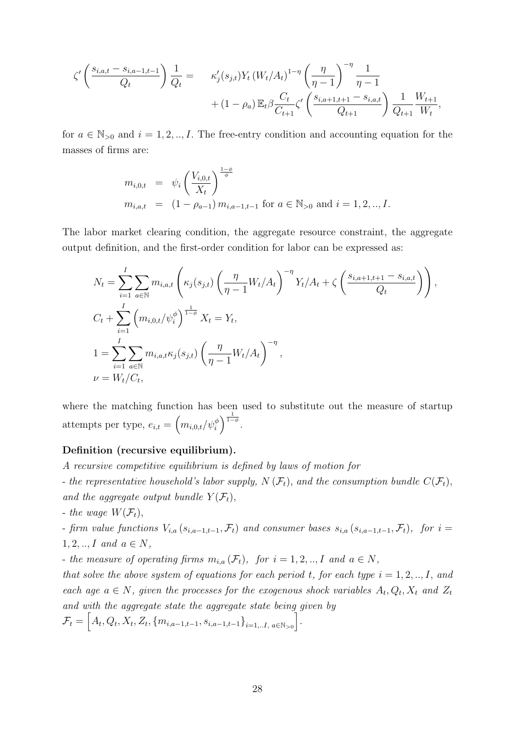$$
\begin{aligned}
\zeta'\left(\frac{s_{i,a,t}-s_{i,a-1,t-1}}{Q_t}\right)\frac{1}{Q_t} = \quad & \kappa_j'(s_{j,t})Y_t\left(W_t/A_t\right)^{1-\eta}\left(\frac{\eta}{\eta-1}\right)^{-\eta}\frac{1}{\eta-1} \\
& +\left(1-\rho_a\right)\mathbb{E}_t\beta\frac{C_t}{C_{t+1}}\zeta'\left(\frac{s_{i,a+1,t+1}-s_{i,a,t}}{Q_{t+1}}\right)\frac{1}{Q_{t+1}}\frac{W_{t+1}}{W_t},
\end{aligned}
$$

for $a \in \mathbb{N}_{>0}$ and $i = 1, 2, .., I$. The free-entry condition and accounting equation for the masses of firms are:

$$
\begin{aligned}
m_{i,0,t} &= \psi_i\left(\frac{V_{i,0,t}}{X_t}\right)^{\frac{1-\phi}{\phi}} \\
m_{i,a,t} &= \left(1-\rho_{a-1}\right)m_{i,a-1,t-1} \text{ for } a \in \mathbb{N}_{>0} \text{ and } i = 1, 2, .., I.
\end{aligned}
$$

The labor market clearing condition, the aggregate resource constraint, the aggregate output definition, and the first-order condition for labor can be expressed as:

$$
\begin{aligned}
& N_t = \sum_{i=1}^{I}\sum_{a\in\mathbb{N}} m_{i,a,t}\left(\kappa_j(s_{j,t})\left(\frac{\eta}{\eta-1}W_t/A_t\right)^{-\eta}Y_t/A_t + \zeta\left(\frac{s_{i,a+1,t+1}-s_{i,a,t}}{Q_t}\right)\right), \\
& C_t + \sum_{i=1}^{I}\left(m_{i,0,t}/\psi_i^{\phi}\right)^{\frac{1}{1-\phi}}X_t = Y_t, \\
& 1 = \sum_{i=1}^{I}\sum_{a\in\mathbb{N}} m_{i,a,t}\kappa_j(s_{j,t})\left(\frac{\eta}{\eta-1}W_t/A_t\right)^{-\eta}, \\
& \nu = W_t/C_t,
\end{aligned}
$$

where the matching function has been used to substitute out the measure of startup attempts per type, $e_{i,t} = \left(m_{i,0,t}/\psi_i^{\phi}\right)^{\frac{1}{1-\phi}}$.

**Definition (recursive equilibrium).**

*A recursive competitive equilibrium is defined by laws of motion for*

*- the representative household's labor supply, $N(\mathcal{F}_t)$, and the consumption bundle $C(\mathcal{F}_t)$, and the aggregate output bundle $Y(\mathcal{F}_t)$,*

*- the wage $W(\mathcal{F}_t)$,*

*- firm value functions $V_{i,a}(s_{i,a-1,t-1}, \mathcal{F}_t)$ and consumer bases $s_{i,a}(s_{i,a-1,t-1}, \mathcal{F}_t)$, for $i = 1, 2, .., I$ and $a \in N$,*

*- the measure of operating firms $m_{i,a}(\mathcal{F}_t)$, for $i = 1, 2, .., I$ and $a \in N$,*

*that solve the above system of equations for each period $t$, for each type $i = 1, 2, .., I$, and each age $a \in N$, given the processes for the exogenous shock variables $A_t, Q_t, X_t$ and $Z_t$ and with the aggregate state the aggregate state being given by*
$\mathcal{F}_t = \left[A_t, Q_t, X_t, Z_t, \{m_{i,a-1,t-1}, s_{i,a-1,t-1}\}_{i=1,..I,\ a\in\mathbb{N}_{>0}}\right]$.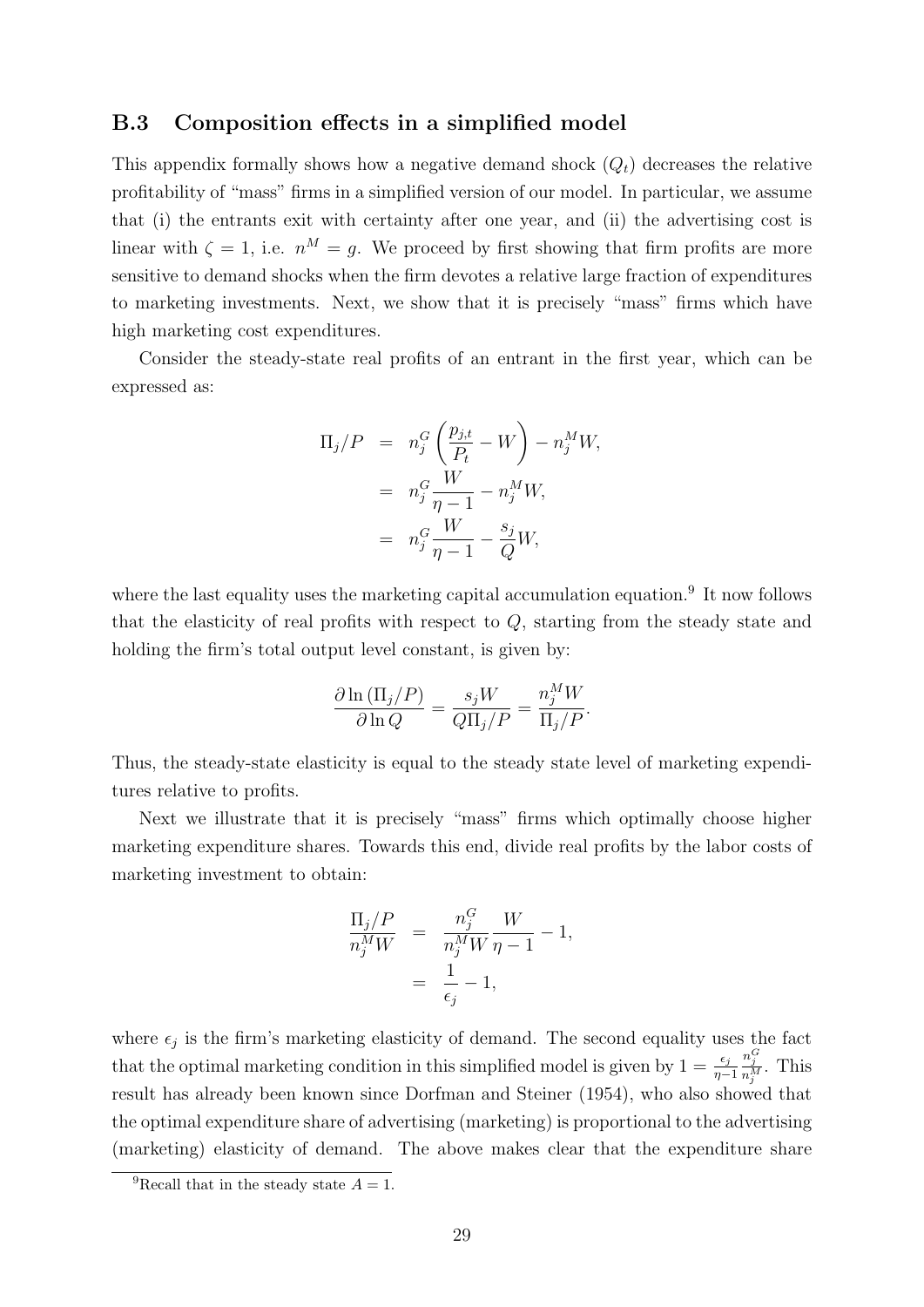### B.3 Composition effects in a simplified model

This appendix formally shows how a negative demand shock ($Q_t$) decreases the relative profitability of "mass" firms in a simplified version of our model. In particular, we assume that (i) the entrants exit with certainty after one year, and (ii) the advertising cost is linear with $\zeta = 1$, i.e. $n^M = g$. We proceed by first showing that firm profits are more sensitive to demand shocks when the firm devotes a relative large fraction of expenditures to marketing investments. Next, we show that it is precisely "mass" firms which have high marketing cost expenditures.

Consider the steady-state real profits of an entrant in the first year, which can be expressed as:

$$
\begin{aligned}
\Pi_j/P &= n_j^G \left( \frac{p_{j,t}}{P_t} - W \right) - n_j^M W, \\
&= n_j^G \frac{W}{\eta - 1} - n_j^M W, \\
&= n_j^G \frac{W}{\eta - 1} - \frac{s_j}{Q} W,
\end{aligned}
$$

where the last equality uses the marketing capital accumulation equation.[9] It now follows that the elasticity of real profits with respect to $Q$, starting from the steady state and holding the firm's total output level constant, is given by:

$$
\frac{\partial \ln (\Pi_j/P)}{\partial \ln Q} = \frac{s_j W}{Q \Pi_j/P} = \frac{n_j^M W}{\Pi_j/P}.
$$

Thus, the steady-state elasticity is equal to the steady state level of marketing expenditures relative to profits.

Next we illustrate that it is precisely "mass" firms which optimally choose higher marketing expenditure shares. Towards this end, divide real profits by the labor costs of marketing investment to obtain:

$$
\begin{aligned}
\frac{\Pi_j/P}{n_j^M W} &= \frac{n_j^G}{n_j^M W} \frac{W}{\eta - 1} - 1, \\
&= \frac{1}{\epsilon_j} - 1,
\end{aligned}
$$

where $\epsilon_j$ is the firm's marketing elasticity of demand. The second equality uses the fact that the optimal marketing condition in this simplified model is given by $1 = \frac{\epsilon_j}{\eta-1} \frac{n_j^G}{n_j^M}$. This result has already been known since Dorfman and Steiner (1954), who also showed that the optimal expenditure share of advertising (marketing) is proportional to the advertising (marketing) elasticity of demand. The above makes clear that the expenditure share

[9] Recall that in the steady state $A = 1$.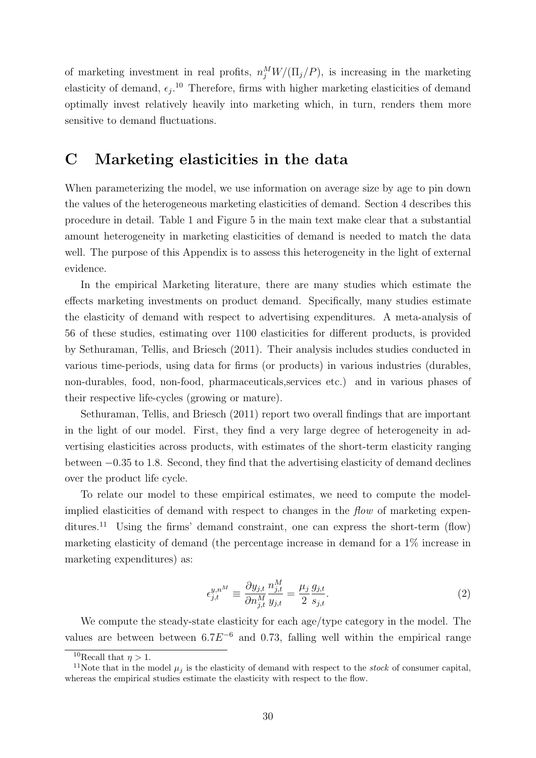of marketing investment in real profits, $n_j^M W/(\Pi_j/P)$, is increasing in the marketing elasticity of demand, $\epsilon_j$.[10] Therefore, firms with higher marketing elasticities of demand optimally invest relatively heavily into marketing which, in turn, renders them more sensitive to demand fluctuations.

# C Marketing elasticities in the data

When parameterizing the model, we use information on average size by age to pin down the values of the heterogeneous marketing elasticities of demand. Section 4 describes this procedure in detail. Table 1 and Figure 5 in the main text make clear that a substantial amount heterogeneity in marketing elasticities of demand is needed to match the data well. The purpose of this Appendix is to assess this heterogeneity in the light of external evidence.

In the empirical Marketing literature, there are many studies which estimate the effects marketing investments on product demand. Specifically, many studies estimate the elasticity of demand with respect to advertising expenditures. A meta-analysis of 56 of these studies, estimating over 1100 elasticities for different products, is provided by Sethuraman, Tellis, and Briesch (2011). Their analysis includes studies conducted in various time-periods, using data for firms (or products) in various industries (durables, non-durables, food, non-food, pharmaceuticals,services etc.) and in various phases of their respective life-cycles (growing or mature).

Sethuraman, Tellis, and Briesch (2011) report two overall findings that are important in the light of our model. First, they find a very large degree of heterogeneity in advertising elasticities across products, with estimates of the short-term elasticity ranging between −0.35 to 1.8. Second, they find that the advertising elasticity of demand declines over the product life cycle.

To relate our model to these empirical estimates, we need to compute the model-implied elasticities of demand with respect to changes in the *flow* of marketing expenditures.[11] Using the firms' demand constraint, one can express the short-term (flow) marketing elasticity of demand (the percentage increase in demand for a 1% increase in marketing expenditures) as:

$$\epsilon_{j,t}^{y,n^M} \equiv \frac{\partial y_{j,t}}{\partial n_{j,t}^M} \frac{n_{j,t}^M}{y_{j,t}} = \frac{\mu_j}{2} \frac{g_{j,t}}{s_{j,t}}. \tag{2}$$

We compute the steady-state elasticity for each age/type category in the model. The values are between between $6.7E^{-6}$ and 0.73, falling well within the empirical range

[10] Recall that $\eta > 1$.

[11] Note that in the model $\mu_j$ is the elasticity of demand with respect to the *stock* of consumer capital, whereas the empirical studies estimate the elasticity with respect to the flow.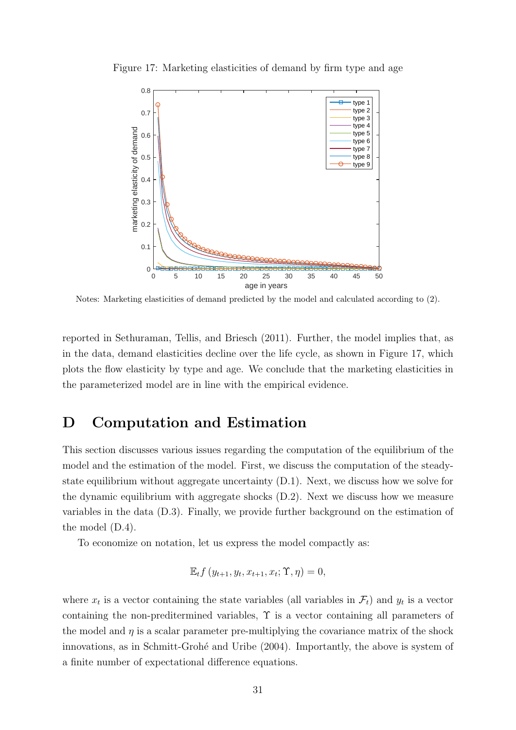Figure 17: Marketing elasticities of demand by firm type and age

Notes: Marketing elasticities of demand predicted by the model and calculated according to (2).

reported in Sethuraman, Tellis, and Briesch (2011). Further, the model implies that, as in the data, demand elasticities decline over the life cycle, as shown in Figure 17, which plots the flow elasticity by type and age. We conclude that the marketing elasticities in the parameterized model are in line with the empirical evidence.

# D Computation and Estimation

This section discusses various issues regarding the computation of the equilibrium of the model and the estimation of the model. First, we discuss the computation of the steady-state equilibrium without aggregate uncertainty (D.1). Next, we discuss how we solve for the dynamic equilibrium with aggregate shocks (D.2). Next we discuss how we measure variables in the data (D.3). Finally, we provide further background on the estimation of the model (D.4).

To economize on notation, let us express the model compactly as:

$$\mathbb{E}_t f\left(y_{t+1}, y_t, x_{t+1}, x_t; \Upsilon, \eta\right) = 0,$$

where $x_t$ is a vector containing the state variables (all variables in $\mathcal{F}_t$) and $y_t$ is a vector containing the non-preditermined variables, $\Upsilon$ is a vector containing all parameters of the model and $\eta$ is a scalar parameter pre-multiplying the covariance matrix of the shock innovations, as in Schmitt-Grohé and Uribe (2004). Importantly, the above is system of a finite number of expectational difference equations.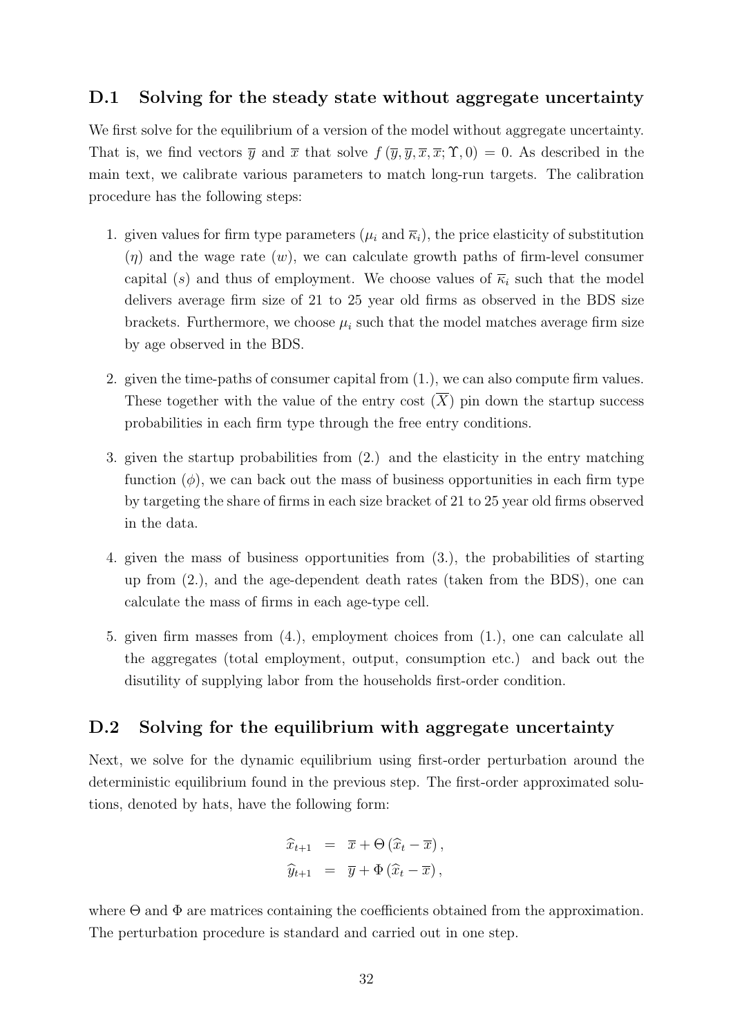## D.1 Solving for the steady state without aggregate uncertainty

We first solve for the equilibrium of a version of the model without aggregate uncertainty. That is, we find vectors $\overline{y}$ and $\overline{x}$ that solve $f(\overline{y}, \overline{y}, \overline{x}, \overline{x}; \Upsilon, 0) = 0$. As described in the main text, we calibrate various parameters to match long-run targets. The calibration procedure has the following steps:

1. given values for firm type parameters ($\mu_i$ and $\overline{\kappa}_i$), the price elasticity of substitution ($\eta$) and the wage rate ($w$), we can calculate growth paths of firm-level consumer capital ($s$) and thus of employment. We choose values of $\overline{\kappa}_i$ such that the model delivers average firm size of 21 to 25 year old firms as observed in the BDS size brackets. Furthermore, we choose $\mu_i$ such that the model matches average firm size by age observed in the BDS.
2. given the time-paths of consumer capital from (1.), we can also compute firm values. These together with the value of the entry cost ($\overline{X}$) pin down the startup success probabilities in each firm type through the free entry conditions.
3. given the startup probabilities from (2.) and the elasticity in the entry matching function ($\phi$), we can back out the mass of business opportunities in each firm type by targeting the share of firms in each size bracket of 21 to 25 year old firms observed in the data.
4. given the mass of business opportunities from (3.), the probabilities of starting up from (2.), and the age-dependent death rates (taken from the BDS), one can calculate the mass of firms in each age-type cell.
5. given firm masses from (4.), employment choices from (1.), one can calculate all the aggregates (total employment, output, consumption etc.) and back out the disutility of supplying labor from the households first-order condition.

## D.2 Solving for the equilibrium with aggregate uncertainty

Next, we solve for the dynamic equilibrium using first-order perturbation around the deterministic equilibrium found in the previous step. The first-order approximated solutions, denoted by hats, have the following form:

$$\begin{aligned}
\widehat{x}_{t+1} &= \overline{x} + \Theta\left(\widehat{x}_t - \overline{x}\right), \\
\widehat{y}_{t+1} &= \overline{y} + \Phi\left(\widehat{x}_t - \overline{x}\right),
\end{aligned}$$

where $\Theta$ and $\Phi$ are matrices containing the coefficients obtained from the approximation. The perturbation procedure is standard and carried out in one step.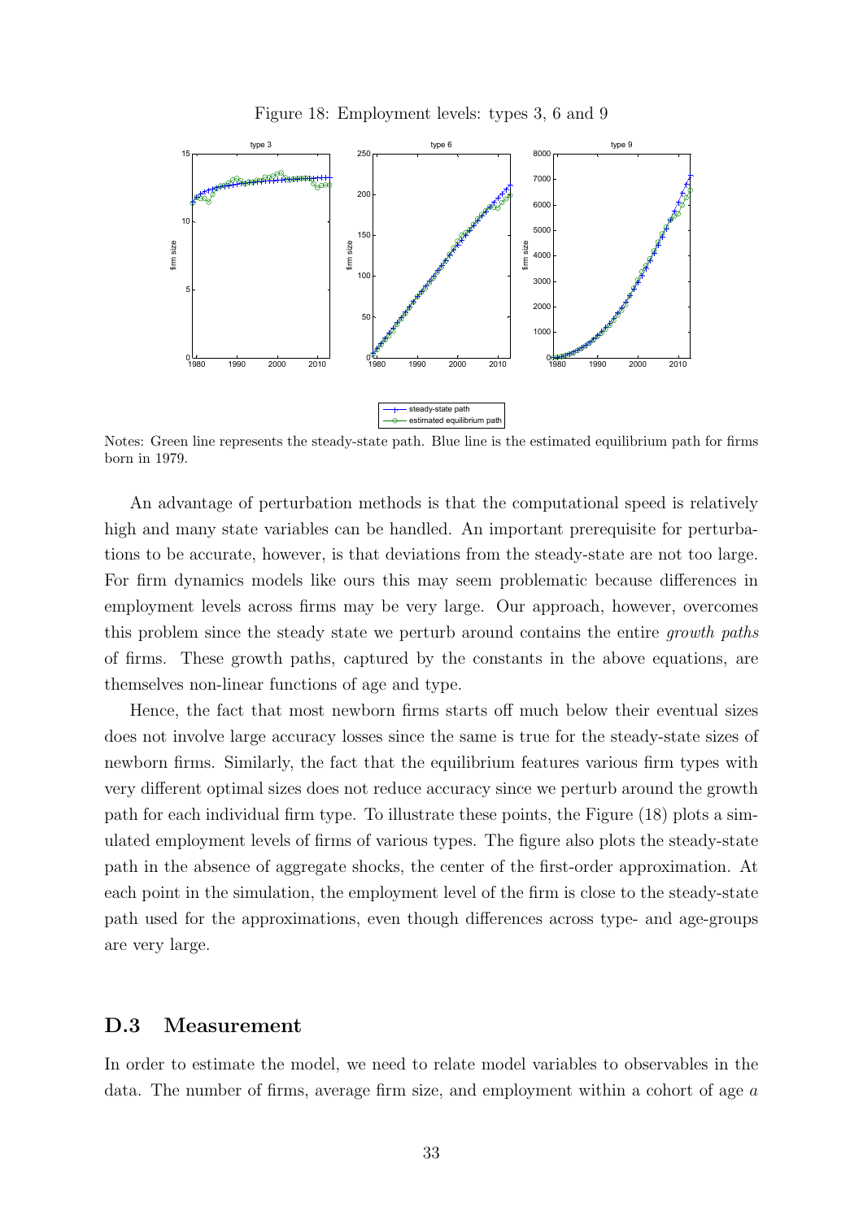Figure 18: Employment levels: types 3, 6 and 9

Notes: Green line represents the steady-state path. Blue line is the estimated equilibrium path for firms born in 1979.

An advantage of perturbation methods is that the computational speed is relatively high and many state variables can be handled. An important prerequisite for perturbations to be accurate, however, is that deviations from the steady-state are not too large. For firm dynamics models like ours this may seem problematic because differences in employment levels across firms may be very large. Our approach, however, overcomes this problem since the steady state we perturb around contains the entire *growth paths* of firms. These growth paths, captured by the constants in the above equations, are themselves non-linear functions of age and type.

Hence, the fact that most newborn firms starts off much below their eventual sizes does not involve large accuracy losses since the same is true for the steady-state sizes of newborn firms. Similarly, the fact that the equilibrium features various firm types with very different optimal sizes does not reduce accuracy since we perturb around the growth path for each individual firm type. To illustrate these points, the Figure (18) plots a simulated employment levels of firms of various types. The figure also plots the steady-state path in the absence of aggregate shocks, the center of the first-order approximation. At each point in the simulation, the employment level of the firm is close to the steady-state path used for the approximations, even though differences across type- and age-groups are very large.

## D.3 Measurement

In order to estimate the model, we need to relate model variables to observables in the data. The number of firms, average firm size, and employment within a cohort of age $a$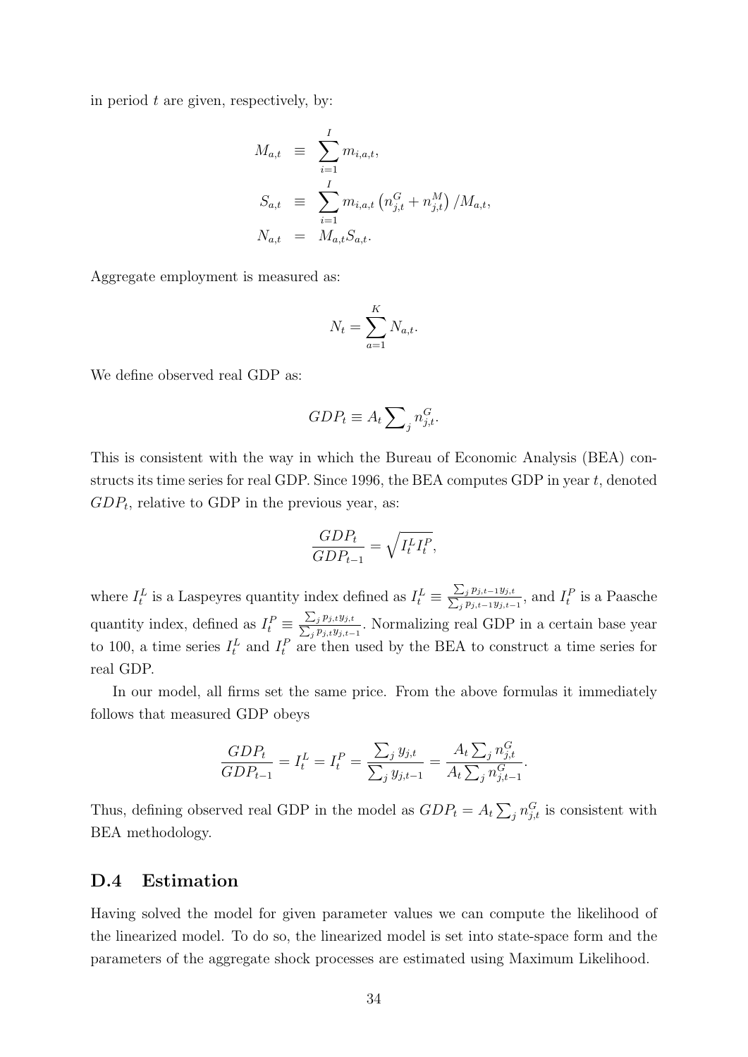in period $t$ are given, respectively, by:

$$
\begin{aligned}
M_{a,t} &\equiv \sum_{i=1}^{I} m_{i,a,t}, \\
S_{a,t} &\equiv \sum_{i=1}^{I} m_{i,a,t} \left( n_{j,t}^{G} + n_{j,t}^{M} \right) / M_{a,t}, \\
N_{a,t} &= M_{a,t} S_{a,t}.
\end{aligned}
$$

Aggregate employment is measured as:

$$
N_t = \sum_{a=1}^{K} N_{a,t}.
$$

We define observed real GDP as:

$$
GDP_t \equiv A_t \sum\nolimits_j n_{j,t}^{G}.
$$

This is consistent with the way in which the Bureau of Economic Analysis (BEA) constructs its time series for real GDP. Since 1996, the BEA computes GDP in year $t$, denoted $GDP_t$, relative to GDP in the previous year, as:

$$
\frac{GDP_t}{GDP_{t-1}} = \sqrt{I_t^L I_t^P},
$$

where $I_t^L$ is a Laspeyres quantity index defined as $I_t^L \equiv \frac{\sum_j p_{j,t-1} y_{j,t}}{\sum_j p_{j,t-1} y_{j,t-1}}$, and $I_t^P$ is a Paasche quantity index, defined as $I_t^P \equiv \frac{\sum_j p_{j,t} y_{j,t}}{\sum_j p_{j,t} y_{j,t-1}}$. Normalizing real GDP in a certain base year to 100, a time series $I_t^L$ and $I_t^P$ are then used by the BEA to construct a time series for real GDP.

In our model, all firms set the same price. From the above formulas it immediately follows that measured GDP obeys

$$
\frac{GDP_t}{GDP_{t-1}} = I_t^L = I_t^P = \frac{\sum_j y_{j,t}}{\sum_j y_{j,t-1}} = \frac{A_t \sum_j n_{j,t}^{G}}{A_t \sum_j n_{j,t-1}^{G}}.
$$

Thus, defining observed real GDP in the model as $GDP_t = A_t \sum_j n_{j,t}^{G}$ is consistent with BEA methodology.

## D.4 Estimation

Having solved the model for given parameter values we can compute the likelihood of the linearized model. To do so, the linearized model is set into state-space form and the parameters of the aggregate shock processes are estimated using Maximum Likelihood.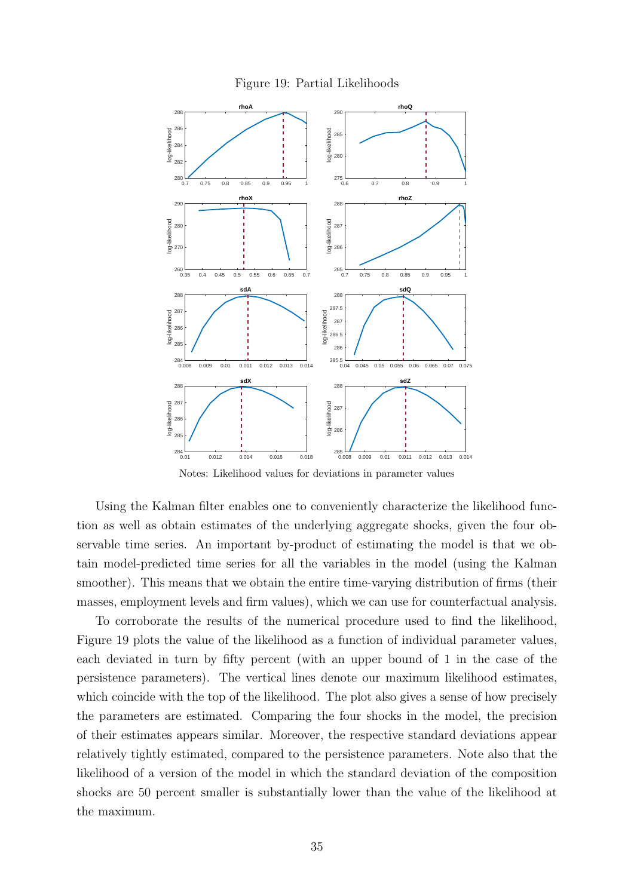Figure 19: Partial Likelihoods

Notes: Likelihood values for deviations in parameter values

Using the Kalman filter enables one to conveniently characterize the likelihood function as well as obtain estimates of the underlying aggregate shocks, given the four observable time series. An important by-product of estimating the model is that we obtain model-predicted time series for all the variables in the model (using the Kalman smoother). This means that we obtain the entire time-varying distribution of firms (their masses, employment levels and firm values), which we can use for counterfactual analysis.

To corroborate the results of the numerical procedure used to find the likelihood, Figure 19 plots the value of the likelihood as a function of individual parameter values, each deviated in turn by fifty percent (with an upper bound of 1 in the case of the persistence parameters). The vertical lines denote our maximum likelihood estimates, which coincide with the top of the likelihood. The plot also gives a sense of how precisely the parameters are estimated. Comparing the four shocks in the model, the precision of their estimates appears similar. Moreover, the respective standard deviations appear relatively tightly estimated, compared to the persistence parameters. Note also that the likelihood of a version of the model in which the standard deviation of the composition shocks are 50 percent smaller is substantially lower than the value of the likelihood at the maximum.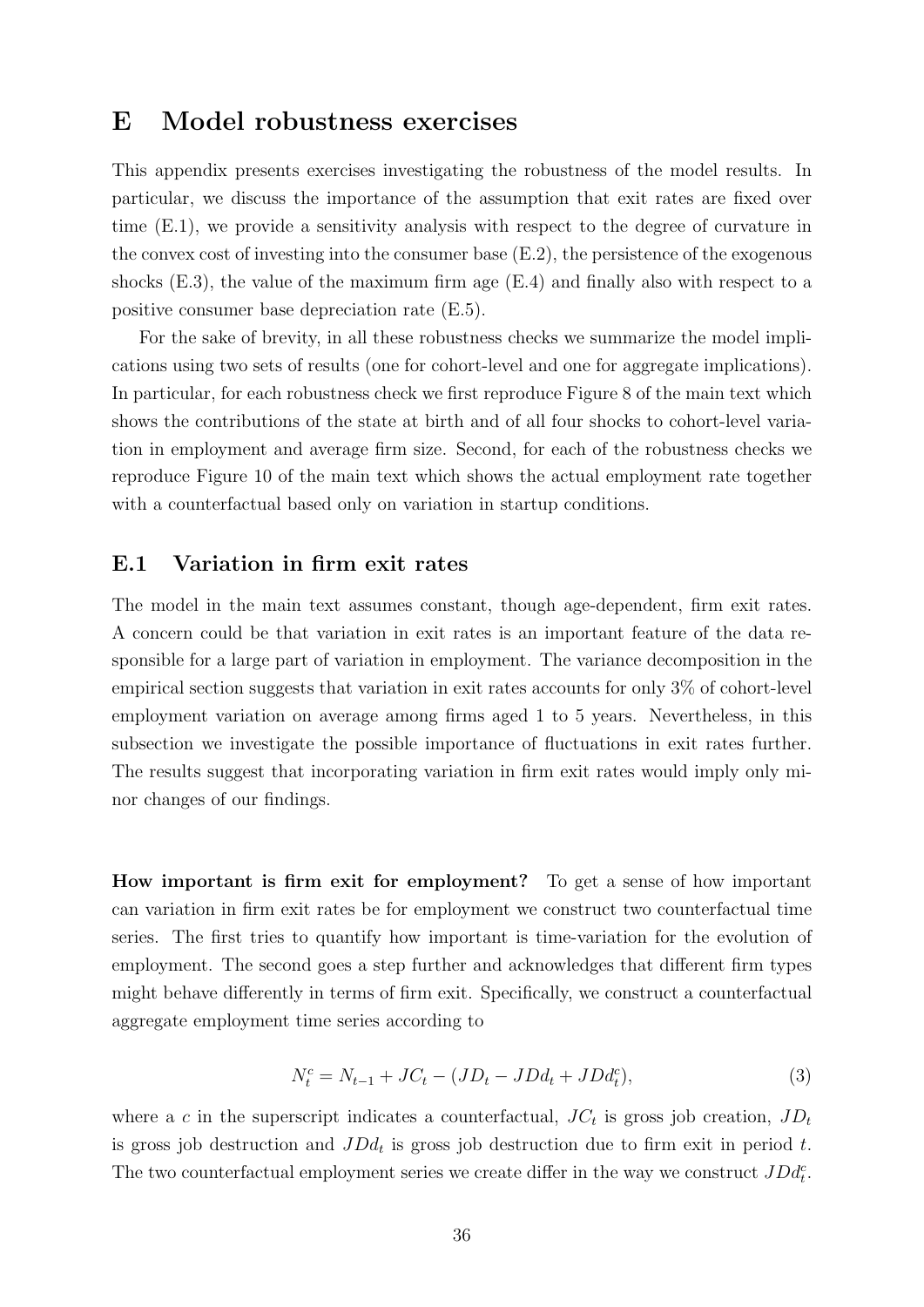# E Model robustness exercises

This appendix presents exercises investigating the robustness of the model results. In particular, we discuss the importance of the assumption that exit rates are fixed over time (E.1), we provide a sensitivity analysis with respect to the degree of curvature in the convex cost of investing into the consumer base (E.2), the persistence of the exogenous shocks (E.3), the value of the maximum firm age (E.4) and finally also with respect to a positive consumer base depreciation rate (E.5).

For the sake of brevity, in all these robustness checks we summarize the model implications using two sets of results (one for cohort-level and one for aggregate implications). In particular, for each robustness check we first reproduce Figure 8 of the main text which shows the contributions of the state at birth and of all four shocks to cohort-level variation in employment and average firm size. Second, for each of the robustness checks we reproduce Figure 10 of the main text which shows the actual employment rate together with a counterfactual based only on variation in startup conditions.

## E.1 Variation in firm exit rates

The model in the main text assumes constant, though age-dependent, firm exit rates. A concern could be that variation in exit rates is an important feature of the data responsible for a large part of variation in employment. The variance decomposition in the empirical section suggests that variation in exit rates accounts for only 3% of cohort-level employment variation on average among firms aged 1 to 5 years. Nevertheless, in this subsection we investigate the possible importance of fluctuations in exit rates further. The results suggest that incorporating variation in firm exit rates would imply only minor changes of our findings.

**How important is firm exit for employment?** To get a sense of how important can variation in firm exit rates be for employment we construct two counterfactual time series. The first tries to quantify how important is time-variation for the evolution of employment. The second goes a step further and acknowledges that different firm types might behave differently in terms of firm exit. Specifically, we construct a counterfactual aggregate employment time series according to

$$N_t^c = N_{t-1} + JC_t - (JD_t - JDd_t + JDd_t^c), \tag{3}$$

where a $c$ in the superscript indicates a counterfactual, $JC_t$ is gross job creation, $JD_t$ is gross job destruction and $JDd_t$ is gross job destruction due to firm exit in period $t$. The two counterfactual employment series we create differ in the way we construct $JDd_t^c$.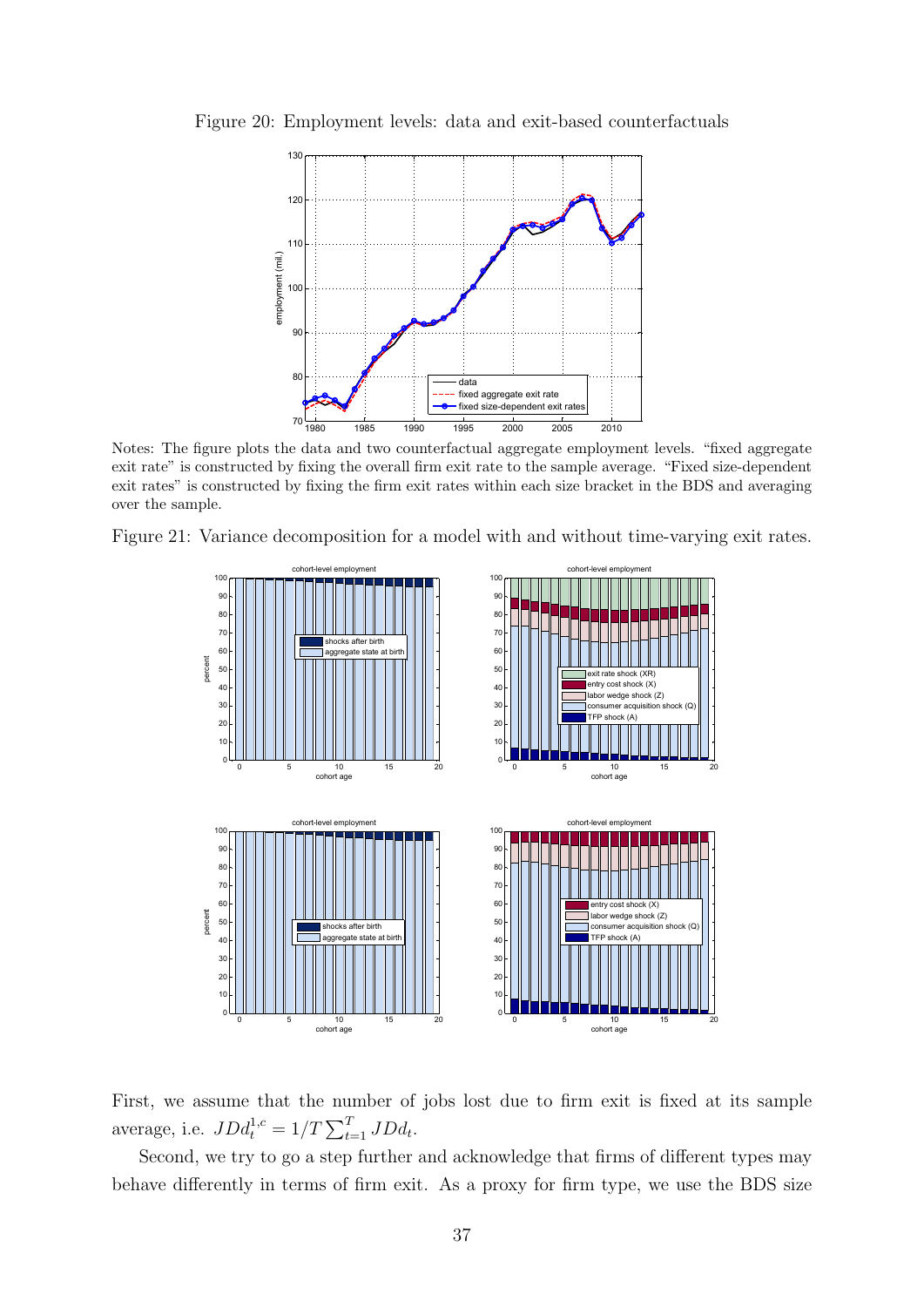Figure 20: Employment levels: data and exit-based counterfactuals

Notes: The figure plots the data and two counterfactual aggregate employment levels. "fixed aggregate exit rate" is constructed by fixing the overall firm exit rate to the sample average. "Fixed size-dependent exit rates" is constructed by fixing the firm exit rates within each size bracket in the BDS and averaging over the sample.

Figure 21: Variance decomposition for a model with and without time-varying exit rates.

First, we assume that the number of jobs lost due to firm exit is fixed at its sample average, i.e. $JDd_t^{1,c} = 1/T \sum_{t=1}^{T} JDd_t$.

Second, we try to go a step further and acknowledge that firms of different types may behave differently in terms of firm exit. As a proxy for firm type, we use the BDS size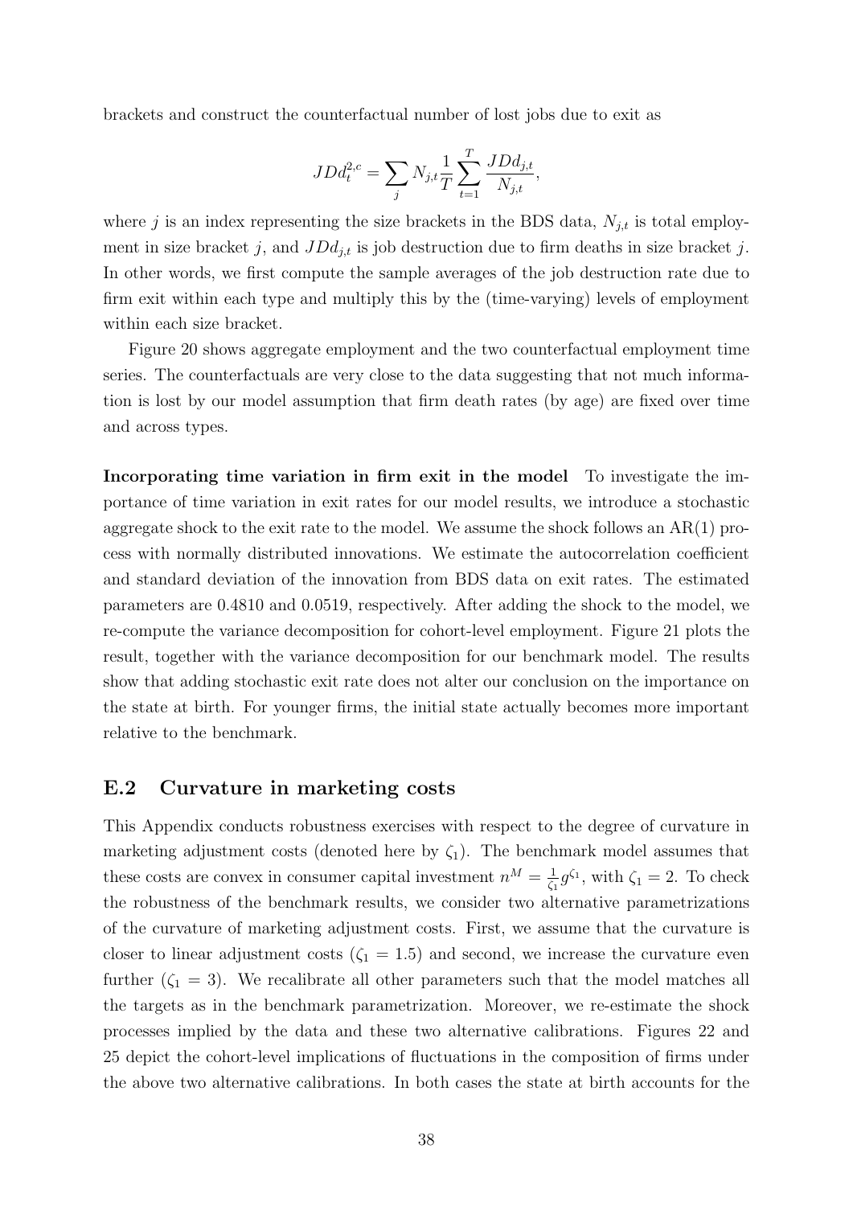brackets and construct the counterfactual number of lost jobs due to exit as

$$JDd_t^{2,c} = \sum_j N_{j,t} \frac{1}{T} \sum_{t=1}^{T} \frac{JDd_{j,t}}{N_{j,t}},$$

where $j$ is an index representing the size brackets in the BDS data, $N_{j,t}$ is total employment in size bracket $j$, and $JDd_{j,t}$ is job destruction due to firm deaths in size bracket $j$. In other words, we first compute the sample averages of the job destruction rate due to firm exit within each type and multiply this by the (time-varying) levels of employment within each size bracket.

Figure 20 shows aggregate employment and the two counterfactual employment time series. The counterfactuals are very close to the data suggesting that not much information is lost by our model assumption that firm death rates (by age) are fixed over time and across types.

**Incorporating time variation in firm exit in the model** To investigate the importance of time variation in exit rates for our model results, we introduce a stochastic aggregate shock to the exit rate to the model. We assume the shock follows an AR(1) process with normally distributed innovations. We estimate the autocorrelation coefficient and standard deviation of the innovation from BDS data on exit rates. The estimated parameters are 0.4810 and 0.0519, respectively. After adding the shock to the model, we re-compute the variance decomposition for cohort-level employment. Figure 21 plots the result, together with the variance decomposition for our benchmark model. The results show that adding stochastic exit rate does not alter our conclusion on the importance on the state at birth. For younger firms, the initial state actually becomes more important relative to the benchmark.

## E.2 Curvature in marketing costs

This Appendix conducts robustness exercises with respect to the degree of curvature in marketing adjustment costs (denoted here by $\zeta_1$). The benchmark model assumes that these costs are convex in consumer capital investment $n^M = \frac{1}{\zeta_1} g^{\zeta_1}$, with $\zeta_1 = 2$. To check the robustness of the benchmark results, we consider two alternative parametrizations of the curvature of marketing adjustment costs. First, we assume that the curvature is closer to linear adjustment costs ($\zeta_1 = 1.5$) and second, we increase the curvature even further ($\zeta_1 = 3$). We recalibrate all other parameters such that the model matches all the targets as in the benchmark parametrization. Moreover, we re-estimate the shock processes implied by the data and these two alternative calibrations. Figures 22 and 25 depict the cohort-level implications of fluctuations in the composition of firms under the above two alternative calibrations. In both cases the state at birth accounts for the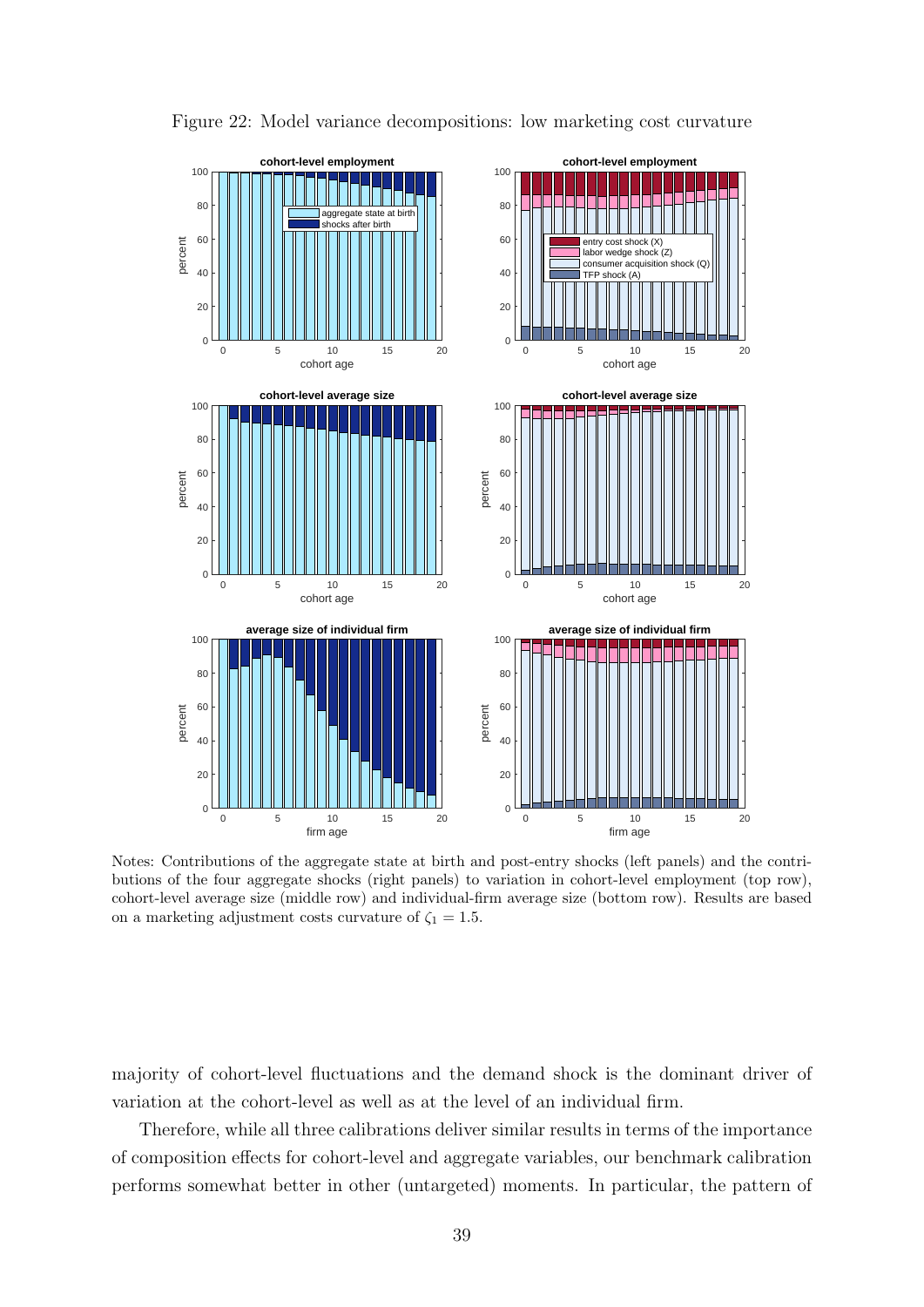Figure 22: Model variance decompositions: low marketing cost curvature

Notes: Contributions of the aggregate state at birth and post-entry shocks (left panels) and the contributions of the four aggregate shocks (right panels) to variation in cohort-level employment (top row), cohort-level average size (middle row) and individual-firm average size (bottom row). Results are based on a marketing adjustment costs curvature of $\zeta_1 = 1.5$.

majority of cohort-level fluctuations and the demand shock is the dominant driver of variation at the cohort-level as well as at the level of an individual firm.

Therefore, while all three calibrations deliver similar results in terms of the importance of composition effects for cohort-level and aggregate variables, our benchmark calibration performs somewhat better in other (untargeted) moments. In particular, the pattern of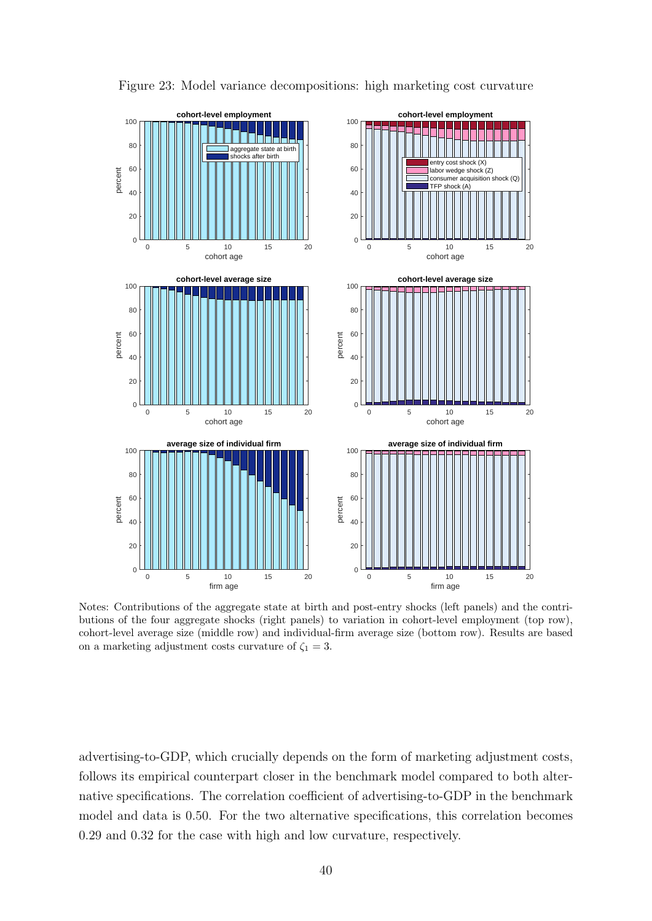Figure 23: Model variance decompositions: high marketing cost curvature

Notes: Contributions of the aggregate state at birth and post-entry shocks (left panels) and the contributions of the four aggregate shocks (right panels) to variation in cohort-level employment (top row), cohort-level average size (middle row) and individual-firm average size (bottom row). Results are based on a marketing adjustment costs curvature of $\zeta_1 = 3$.

advertising-to-GDP, which crucially depends on the form of marketing adjustment costs, follows its empirical counterpart closer in the benchmark model compared to both alternative specifications. The correlation coefficient of advertising-to-GDP in the benchmark model and data is 0.50. For the two alternative specifications, this correlation becomes 0.29 and 0.32 for the case with high and low curvature, respectively.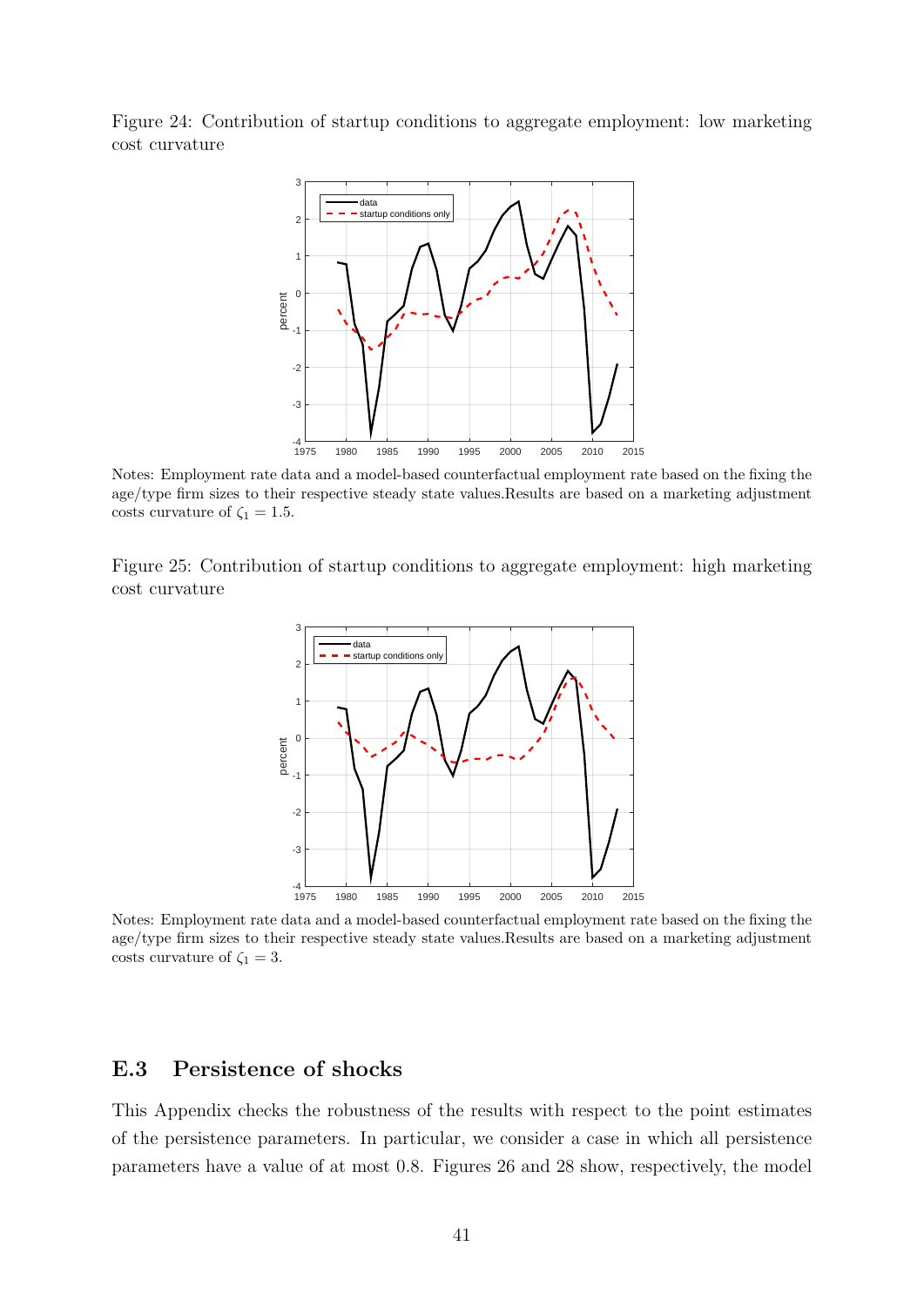Figure 24: Contribution of startup conditions to aggregate employment: low marketing cost curvature

Notes: Employment rate data and a model-based counterfactual employment rate based on the fixing the age/type firm sizes to their respective steady state values.Results are based on a marketing adjustment costs curvature of $\zeta_1 = 1.5$.

Figure 25: Contribution of startup conditions to aggregate employment: high marketing cost curvature

Notes: Employment rate data and a model-based counterfactual employment rate based on the fixing the age/type firm sizes to their respective steady state values.Results are based on a marketing adjustment costs curvature of $\zeta_1 = 3$.

## E.3 Persistence of shocks

This Appendix checks the robustness of the results with respect to the point estimates of the persistence parameters. In particular, we consider a case in which all persistence parameters have a value of at most 0.8. Figures 26 and 28 show, respectively, the model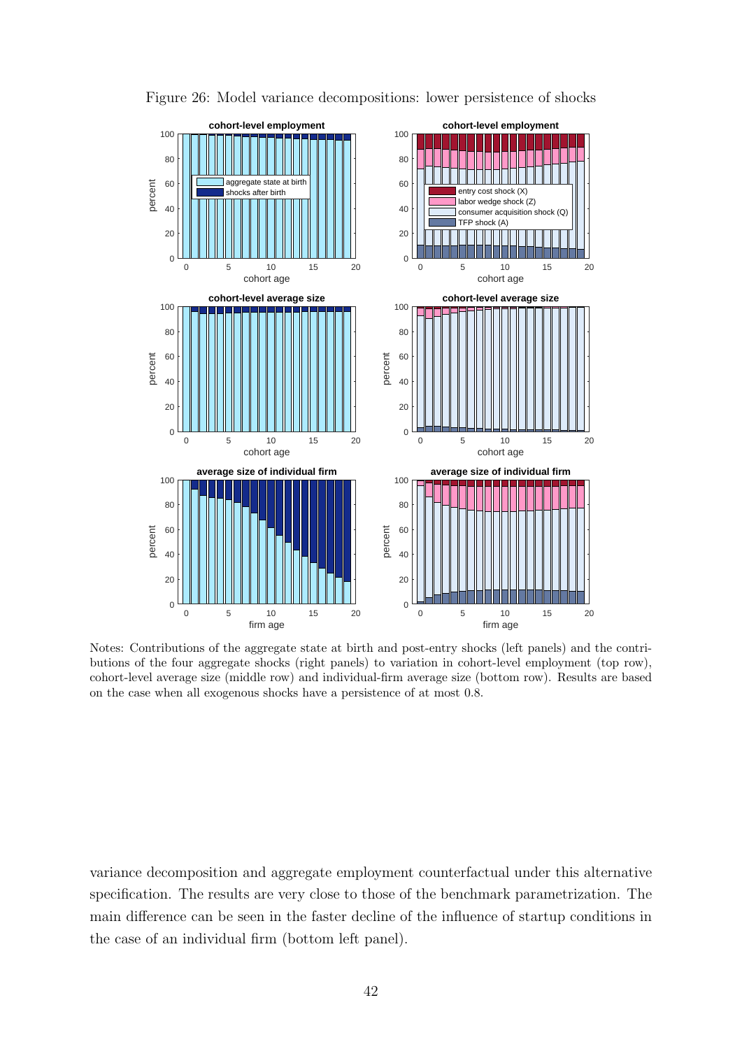Figure 26: Model variance decompositions: lower persistence of shocks

Notes: Contributions of the aggregate state at birth and post-entry shocks (left panels) and the contributions of the four aggregate shocks (right panels) to variation in cohort-level employment (top row), cohort-level average size (middle row) and individual-firm average size (bottom row). Results are based on the case when all exogenous shocks have a persistence of at most 0.8.

variance decomposition and aggregate employment counterfactual under this alternative specification. The results are very close to those of the benchmark parametrization. The main difference can be seen in the faster decline of the influence of startup conditions in the case of an individual firm (bottom left panel).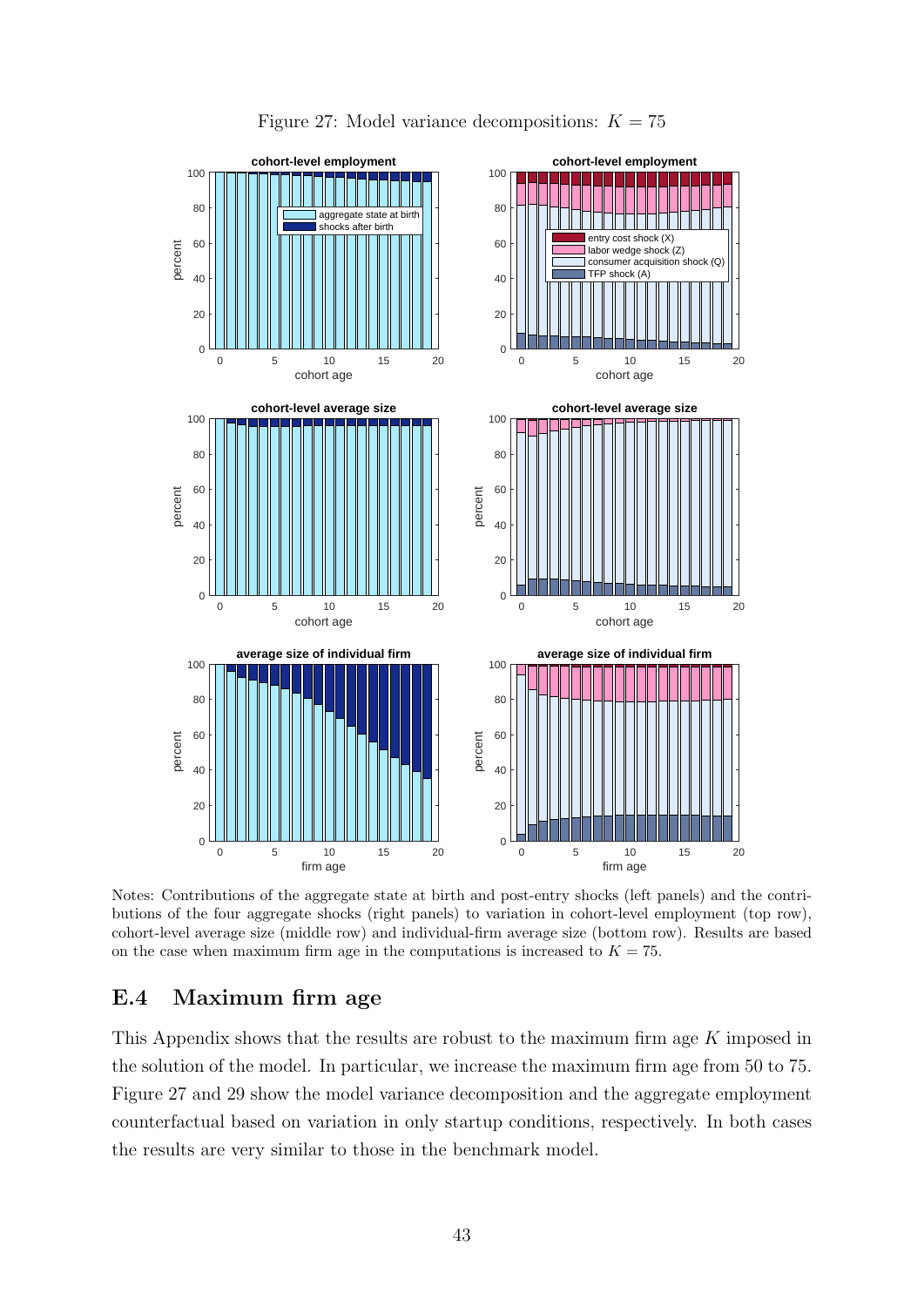Figure 27: Model variance decompositions: $K = 75$

Notes: Contributions of the aggregate state at birth and post-entry shocks (left panels) and the contributions of the four aggregate shocks (right panels) to variation in cohort-level employment (top row), cohort-level average size (middle row) and individual-firm average size (bottom row). Results are based on the case when maximum firm age in the computations is increased to $K = 75$.

## E.4 Maximum firm age

This Appendix shows that the results are robust to the maximum firm age $K$ imposed in the solution of the model. In particular, we increase the maximum firm age from 50 to 75. Figure 27 and 29 show the model variance decomposition and the aggregate employment counterfactual based on variation in only startup conditions, respectively. In both cases the results are very similar to those in the benchmark model.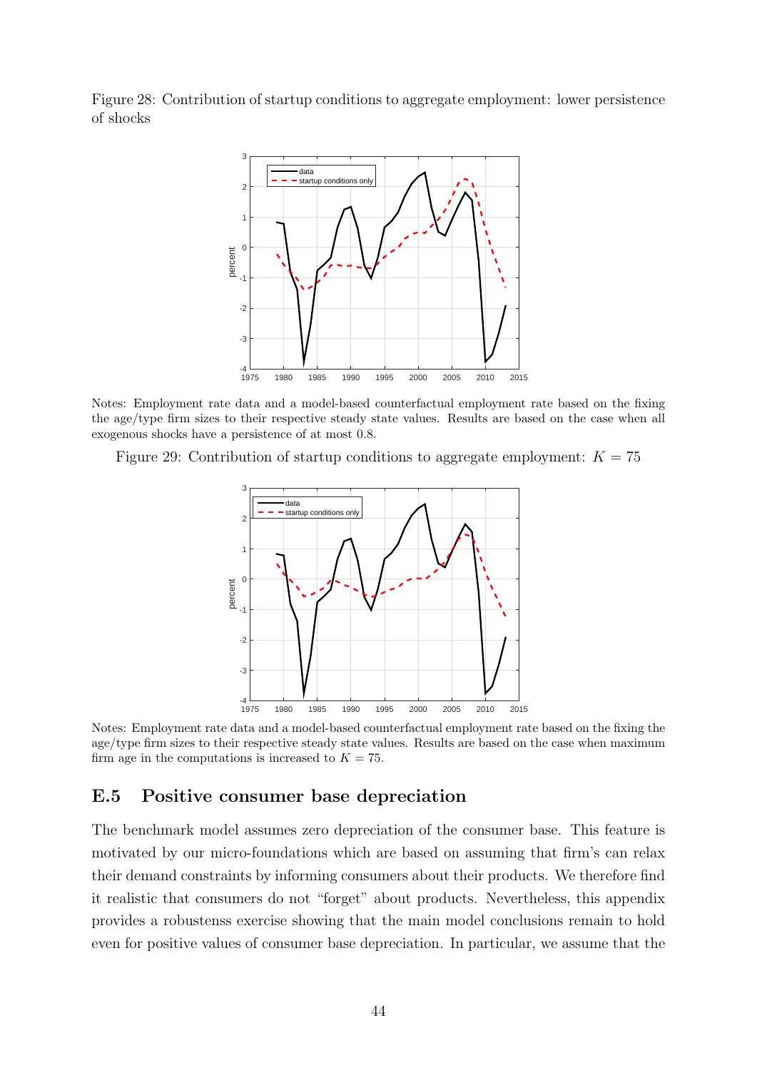Figure 28: Contribution of startup conditions to aggregate employment: lower persistence of shocks

Notes: Employment rate data and a model-based counterfactual employment rate based on the fixing the age/type firm sizes to their respective steady state values. Results are based on the case when all exogenous shocks have a persistence of at most 0.8.

Figure 29: Contribution of startup conditions to aggregate employment: $K = 75$

Notes: Employment rate data and a model-based counterfactual employment rate based on the fixing the age/type firm sizes to their respective steady state values. Results are based on the case when maximum firm age in the computations is increased to $K = 75$.

## E.5 Positive consumer base depreciation

The benchmark model assumes zero depreciation of the consumer base. This feature is motivated by our micro-foundations which are based on assuming that firm's can relax their demand constraints by informing consumers about their products. We therefore find it realistic that consumers do not "forget" about products. Nevertheless, this appendix provides a robustenss exercise showing that the main model conclusions remain to hold even for positive values of consumer base depreciation. In particular, we assume that the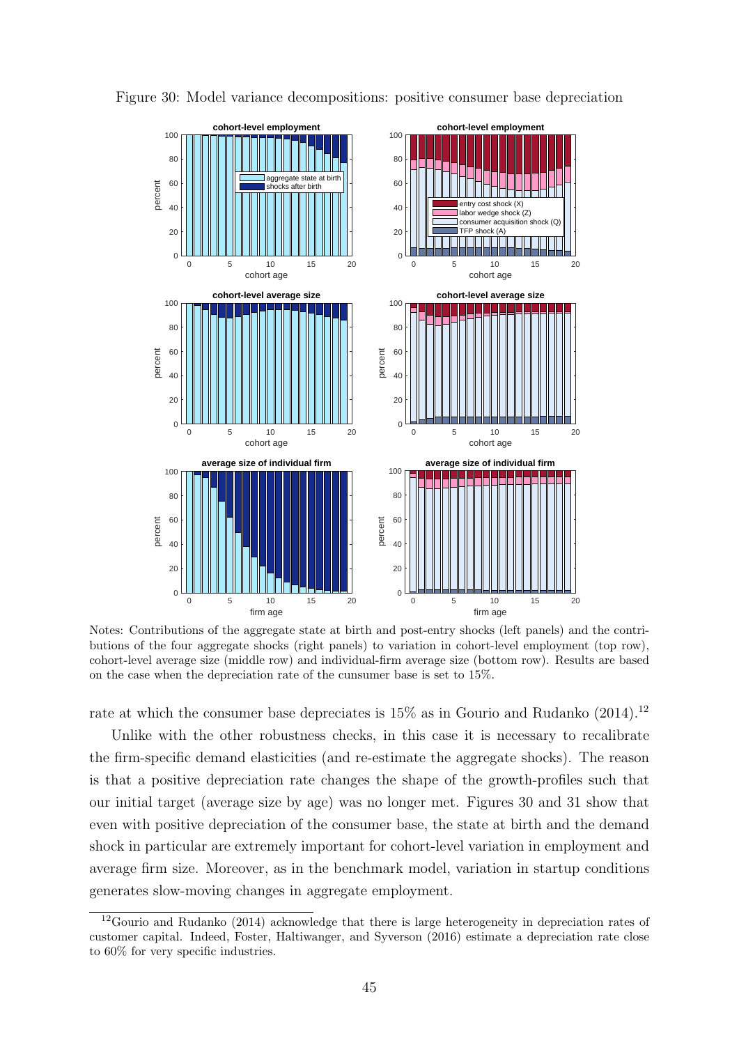Figure 30: Model variance decompositions: positive consumer base depreciation

Notes: Contributions of the aggregate state at birth and post-entry shocks (left panels) and the contributions of the four aggregate shocks (right panels) to variation in cohort-level employment (top row), cohort-level average size (middle row) and individual-firm average size (bottom row). Results are based on the case when the depreciation rate of the cunsumer base is set to 15%.

rate at which the consumer base depreciates is 15% as in Gourio and Rudanko (2014).[12]

Unlike with the other robustness checks, in this case it is necessary to recalibrate the firm-specific demand elasticities (and re-estimate the aggregate shocks). The reason is that a positive depreciation rate changes the shape of the growth-profiles such that our initial target (average size by age) was no longer met. Figures 30 and 31 show that even with positive depreciation of the consumer base, the state at birth and the demand shock in particular are extremely important for cohort-level variation in employment and average firm size. Moreover, as in the benchmark model, variation in startup conditions generates slow-moving changes in aggregate employment.

[12] Gourio and Rudanko (2014) acknowledge that there is large heterogeneity in depreciation rates of customer capital. Indeed, Foster, Haltiwanger, and Syverson (2016) estimate a depreciation rate close to 60% for very specific industries.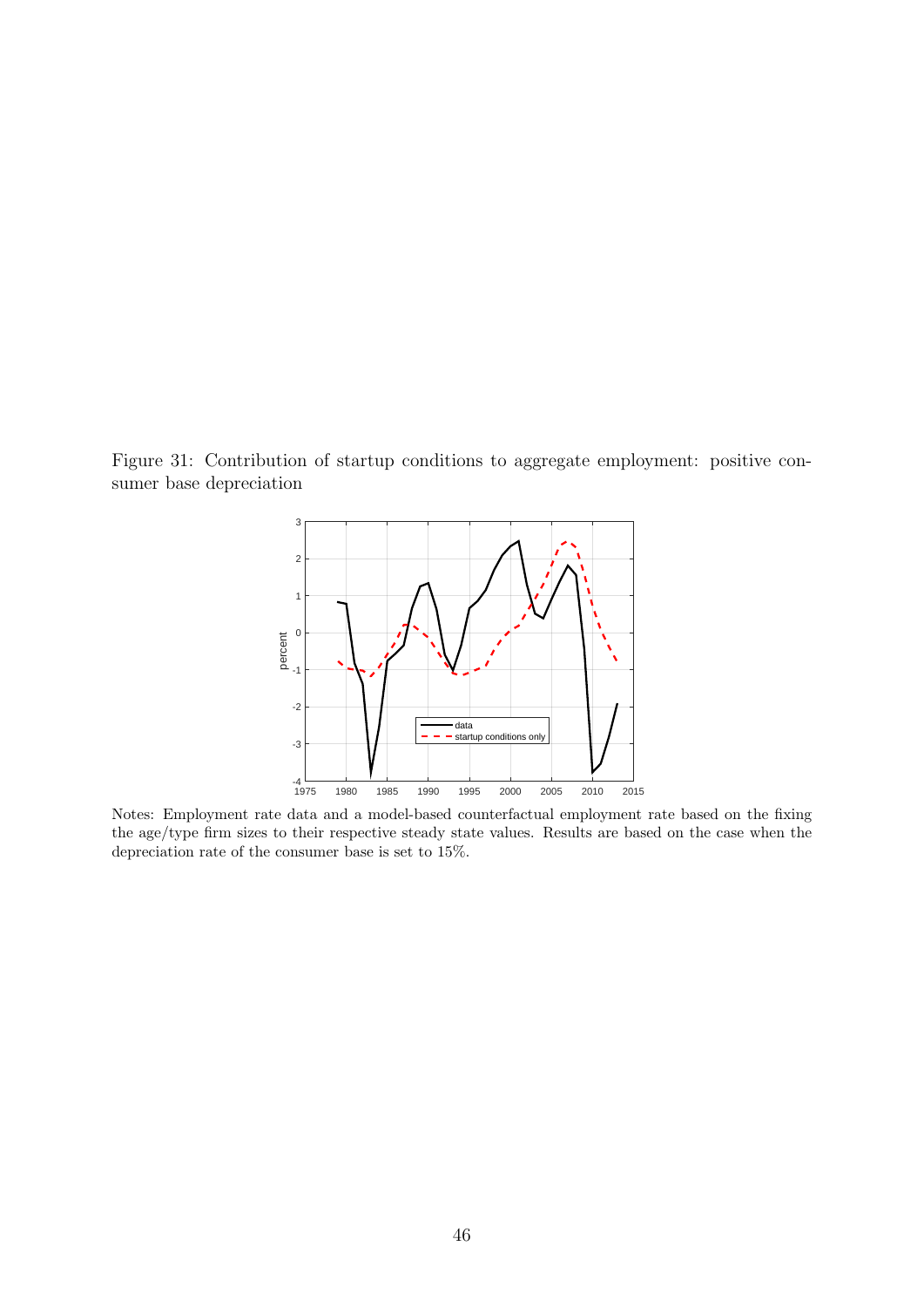Figure 31: Contribution of startup conditions to aggregate employment: positive consumer base depreciation

Notes: Employment rate data and a model-based counterfactual employment rate based on the fixing the age/type firm sizes to their respective steady state values. Results are based on the case when the depreciation rate of the consumer base is set to 15%.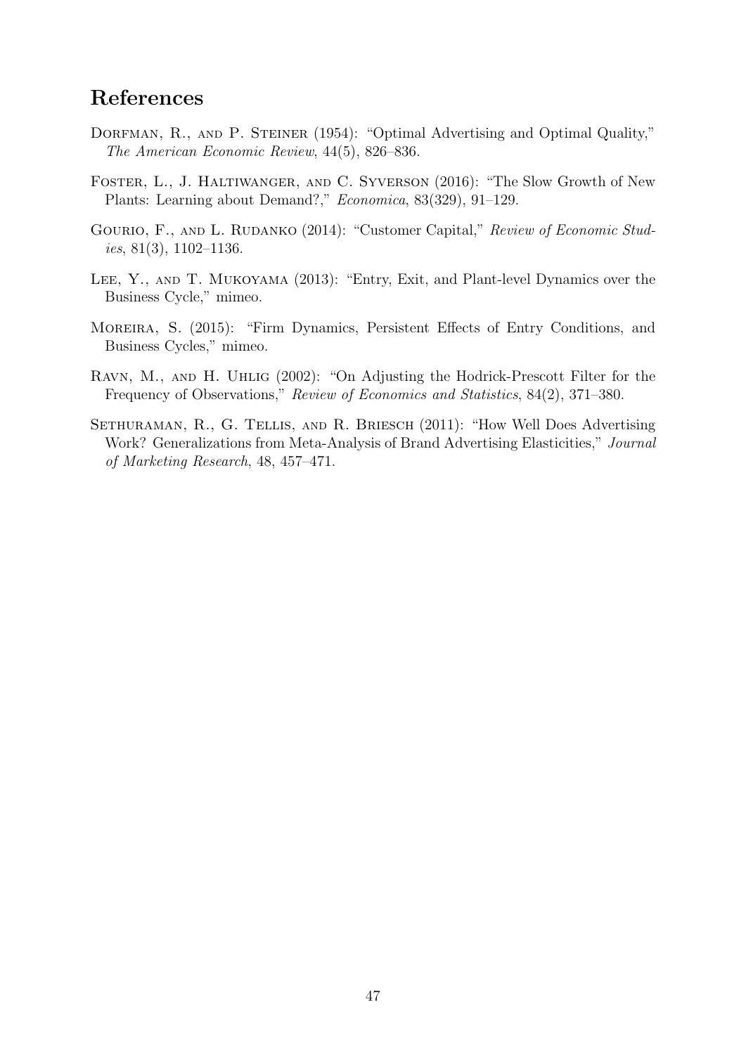## References

Dorfman, R., and P. Steiner (1954): "Optimal Advertising and Optimal Quality," *The American Economic Review*, 44(5), 826–836.

Foster, L., J. Haltiwanger, and C. Syverson (2016): "The Slow Growth of New Plants: Learning about Demand?," *Economica*, 83(329), 91–129.

Gourio, F., and L. Rudanko (2014): "Customer Capital," *Review of Economic Studies*, 81(3), 1102–1136.

Lee, Y., and T. Mukoyama (2013): "Entry, Exit, and Plant-level Dynamics over the Business Cycle," mimeo.

Moreira, S. (2015): "Firm Dynamics, Persistent Effects of Entry Conditions, and Business Cycles," mimeo.

Ravn, M., and H. Uhlig (2002): "On Adjusting the Hodrick-Prescott Filter for the Frequency of Observations," *Review of Economics and Statistics*, 84(2), 371–380.

Sethuraman, R., G. Tellis, and R. Briesch (2011): "How Well Does Advertising Work? Generalizations from Meta-Analysis of Brand Advertising Elasticities," *Journal of Marketing Research*, 48, 457–471.